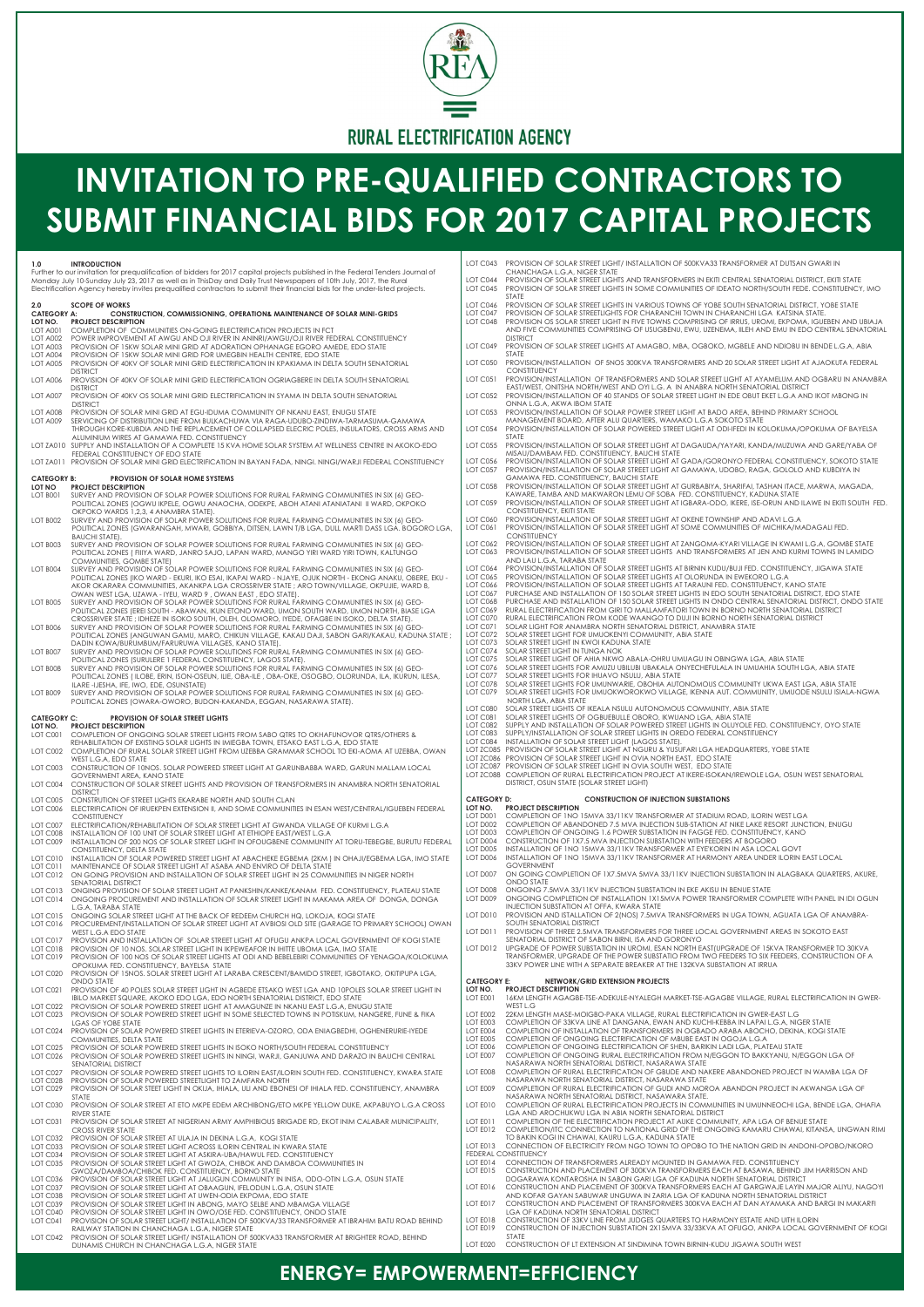# RURAL ELECTRIFICATION AGENCY

# INVITATION TO PRE-QUALIFIED CONTRACTORS TO SUBMIT FINANCIAL BIDS FOR 2017 CAPITAL PROJECTS

## 1.0 INTRODUCTION

Further to our invitation for prequalification of bidders for 2017 capital projects published in the Federal Tenders Journal of Monday July 10-Sunday July 23, 2017 as well as in ThisDay and Daily Trust Newspapers of 10th July, 2017, the Rural Electrification Agency hereby invites prequalified contractors to submit their financial bids for the under-listed projects.

## 2.0 SCOPE OF WORKS

### CATEGORY A: CONSTRUCTION, COMMISSIONING, OPERATION& MAINTENANCE OF SOLAR MINI-GRIDS

| LOT NO. | PROJECT DESCRIPTION |
|---|---|
| LOT A001 | COMPLETION OF COMMUNITIES ON-GOING ELECTRIFICATION PROJECTS IN FCT |
| LOT A002 | POWER IMPROVEMENT AT AWGU AND OJI RIVER IN ANINRI/AWGU/OJI RIVER FEDERAL CONSTITUENCY |
| LOT A003 | PROVISION OF 15KW SOLAR MINI GRID AT ADORATION OPHANAGE EGORO AMEDE, EDO STATE |
| LOT A004 | PROVISION OF 15KW SOLAR MINI GRID FOR UMEGBIN HEALTH CENTRE, EDO STATE |
| LOT A005 | PROVISION OF 40KV OF SOLAR MINI GRID ELECTRIFICATION IN KPAKIAMA IN DELTA SOUTH SENATORIAL DISTRICT |
| LOT A006 | PROVISION OF 40KV OF SOLAR MINI GRID ELECTRIFICATION OGRIAGBERE IN DELTA SOUTH SENATORIAL DISTRICT |
| LOT A007 | PROVISION OF 40KV OS SOLAR MINI GRID ELECTRIFICATION IN SYAMA IN DELTA SOUTH SENATORIAL DISTRICT |
| LOT A008 | PROVISION OF SOLAR MINI GRID AT EGU-IDUMA COMMUNITY OF NKANU EAST, ENUGU STATE |
| LOT A009 | SERVICING OF DISTRIBUTION LINE FROM BULKACHUWA VIA RAGA-UDUBO-ZINDIWA-TARMASUMA-GAMAWA THROUGH KORE-KUBDIA AND THE REPLACEMENT OF COLLAPSED ELECRIC POLES, INSULATORS, CROSS ARMS AND ALUMINIUM WIRES AT GAMAWA FED. CONSTITUENCY |
| LOT ZA010 | SUPPLY AND INSTALLATION OF A COMPLETE 15 KVA HOME SOLAR SYSTEM AT WELLNESS CENTRE IN AKOKO-EDO FEDERAL CONSTITUENCY OF EDO STATE |
| LOT ZA011 | PROVISION OF SOLAR MINI GRID ELECTRIFICATION IN BAYAN FADA, NINGI. NINGI/WARJI FEDERAL CONSTITUENCY |

### CATEGORY B: PROVISION OF SOLAR HOME SYSTEMS

| LOT NO | PROJECT DESCRIPTION |
|---|---|
| LOT B001 | SURVEY AND PROVISION OF SOLAR POWER SOLUTIONS FOR RURAL FARMING COMMUNITIES IN SIX (6) GEO-POLITICAL ZONES (OGWU IKPELE, OGWU ANAOCHA, ODEKPE, ABOH ATANI ATANIATANI II WARD, OKPOKO OKPOKO WARDS 1,2,3, 4 ANAMBRA STATE). |
| LOT B002 | SURVEY AND PROVISION OF SOLAR POWER SOLUTIONS FOR RURAL FARMING COMMUNITIES IN SIX (6) GEO-POLITICAL ZONES (GWARANGAH, MWARI, GOBBIYA, DITSEN, LAWN T/B LGA, DULL MARTI DASS LGA, BOGORO LGA, BAUCHI STATE). |
| LOT B003 | SURVEY AND PROVISION OF SOLAR POWER SOLUTIONS FOR RURAL FARMING COMMUNITIES IN SIX (6) GEO-POLITICAL ZONES ( FIIIYA WARD, JANRO SAJO, LAPAN WARD, MANGO YIRI WARD YIRI TOWN, KALTUNGO COMMUNITIES, GOMBE STATE) |
| LOT B004 | SURVEY AND PROVISION OF SOLAR POWER SOLUTIONS FOR RURAL FARMING COMMUNITIES IN SIX (6) GEO-POLITICAL ZONES (IKO WARD - EKURI, IKO ESAI, IKAPAI WARD - NJAYE, OJUK NORTH - EKONG ANAKU, OBERE, EKU - AKOR OKARARA COMMUNITIES, AKANKPA LGA CROSSRIVER STATE ; ARO TOWN/VILLAGE, OKPUJIE, WARD 8, OWAN WEST LGA, UZAWA - IYEU, WARD 9 , OWAN EAST , EDO STATE). |
| LOT B005 | SURVEY AND PROVISION OF SOLAR POWER SOLUTIONS FOR RURAL FARMING COMMUNITIES IN SIX (6) GEO-POLITICAL ZONES (EREI SOUTH - ABAWAN, IKUN ETONO WARD, UMON SOUTH WARD, UMON NORTH, BIASE LGA CROSSRIVER STATE ; IDHEZE IN ISOKO SOUTH, OLEH, OLOMORO, IYEDE, OFAGBE IN ISOKO, DELTA STATE). |
| LOT B006 | SURVEY AND PROVISION OF SOLAR POWER SOLUTIONS FOR RURAL FARMING COMMUNITIES IN SIX (6) GEO-POLITICAL ZONES (ANGUWAN GAMU, MARO, CHIKUN VILLAGE, KAKAU DAJI, SABON GARI/KAKAU, KADUNA STATE ; DADIN KOWA/BURUMBUM/FARURUWA VILLAGES, KANO STATE). |
| LOT B007 | SURVEY AND PROVISION OF SOLAR POWER SOLUTIONS FOR RURAL FARMING COMMUNITIES IN SIX (6) GEO-POLITICAL ZONES (SURULERE 1 FEDERAL CONSTITUENCY, LAGOS STATE). |
| LOT B008 | SURVEY AND PROVISION OF SOLAR POWER SOLUTIONS FOR RURAL FARMING COMMUNITIES IN SIX (6) GEO-POLITICAL ZONES ( ILOBE, ERIN, ISON-OSEUN, ILIE, OBA-ILE , OBA-OKE, OSOGBO, OLORUNDA, ILA, IKURUN, ILESA, ILARE -IJESHA, IFE, IWO, EDE, OSUNSTATE) |
| LOT B009 | SURVEY AND PROVISION OF SOLAR POWER SOLUTIONS FOR RURAL FARMING COMMUNITIES IN SIX (6) GEO-POLITICAL ZONES (OWARA-OWORO, BUDON-KAKANDA, EGGAN, NASARAWA STATE). |

### CATEGORY C: PROVISION OF SOLAR STREET LIGHTS

| LOT NO. | PROJECT DESCRIPTION |
|---|---|
| LOT C001 | COMPLETION OF ONGOING SOLAR STREET LIGHTS FROM SABO QTRS TO OKHAFUNOVOR QTRS/OTHERS & REHABILITATION OF EXISTING SOLAR LIGHTS IN IMIEGBA TOWN, ETSAKO EAST L.G.A, EDO STATE |
| LOT C002 | COMPLETION OF RURAL SOLAR STREET LIGHT FROM UZEBBA GRAMMAR SCHOOL TO EKI-AOMA AT UZEBBA, OWAN WEST L.G.A, EDO STATE |
| LOT C003 | CONSTRUCTION OF 10NOS. SOLAR POWERED STREET LIGHT AT GARUNBABBA WARD, GARUN MALLAM LOCAL GOVERNMENT AREA, KANO STATE |
| LOT C004 | CONSTRUCTION OF SOLAR STREET LIGHTS AND PROVISION OF TRANSFORMERS IN ANAMBRA NORTH SENATORIAL DISTRICT |
| LOT C005 | CONSTRUTION OF STREET LIGHTS EKARABE NORTH AND SOUTH CLAN |
| LOT C006 | ELECTRIFICATION OF IRUEKPEN EXTENSION II, AND SOME COMMUNITIES IN ESAN WEST/CENTRAL/IGUEBEN FEDERAL CONSTITUENCY |
| LOT C007 | ELECTRIFICATION/REHABILITATION OF SOLAR STREET LIGHT AT GWANDA VILLAGE OF KURMI L.G.A |
| LOT C008 | INSTALLATION OF 100 UNIT OF SOLAR STREET LIGHT AT ETHIOPE EAST/WEST L.G.A |
| LOT C009 | INSTALLATION OF 200 NOS OF SOLAR STREET LIGHT IN OFOUGBENE COMMUNITY AT TORU-TEBEGBE, BURUTU FEDERAL CONSTITUENCY, DELTA STATE |
| LOT C010 | INSTALLATION OF SOLAR POWERED STREET LIGHT AT ABACHEKE EGBEMA (2KM ) IN OHAJI/EGBEMA LGA, IMO STATE |
| LOT C011 | MAINTENANCE OF SOLAR STREET LIGHT AT ASABA AND ENVIRO OF DELTA STATE |
| LOT C012 | ON GOING PROVISION AND INSTALLATION OF SOLAR STREET LIGHT IN 25 COMMUNITIES IN NIGER NORTH SENATORIAL DISTRICT |
| LOT C013 | ONGING PROVISION OF SOLAR STREET LIGHT AT PANKSHIN/KANKE/KANAM FED. CONSTITUENCY, PLATEAU STATE |
| LOT C014 | ONGOING PROCUREMENT AND INSTALLATION OF SOLAR STREET LIGHT IN MAKAMA AREA OF DONGA, DONGA L.G.A, TARABA STATE |
| LOT C015 | ONGOING SOLAR STREET LIGHT AT THE BACK OF REDEEM CHURCH HQ, LOKOJA, KOGI STATE |
| LOT C016 | PROCUREMENT/INSTALLATION OF SOLAR STREET LIGHT AT AVBIOSI OLD SITE (GARAGE TO PRIMARY SCHOOL) OWAN WEST L.G.A EDO STATE |
| LOT C017 | PROVISION AND INSTALLATION OF SOLAR STREET LIGHT AT OFUGU ANKPA LOCAL GOVERNMENT OF KOGI STATE |
| LOT C018 | PROVISION OF 10 NOS. SOLAR STREET LIGHT IN IKPEWEAFOR IN IHITTE UBOMA LGA, IMO STATE |
| LOT C019 | PROVISION OF 100 NOS OF SOLAR STREET LIGHTS AT ODI AND BEBELEBIRI COMMUNITIES OF YENAGOA/KOLOKUMA OPOKUMA FED. CONSTITUENCY, BAYELSA STATE |
| LOT C020 | PROVISION OF 15NOS. SOLAR STREET LIGHT AT LARABA CRESCENT/BAMIDO STREET, IGBOTAKO, OKITIPUPA LGA, ONDO STATE |
| LOT C021 | PROVISION OF 40 POLES SOLAR STREET LIGHT IN AGBEDE ETSAKO WEST LGA AND 10POLES SOLAR STREET LIGHT IN IBILO MARKET SQUARE, AKOKO EDO LGA, EDO NORTH SENATORIAL DISTRICT, EDO STATE |
| LOT C022 | PROVISION OF SOLAR POWERED STREET LIGHT AT AMAGUNZE IN NKANU EAST L.G.A, ENUGU STATE |
| LOT C023 | PROVISION OF SOLAR POWERED STREET LIGHT IN SOME SELECTED TOWNS IN POTISKUM, NANGERE, FUNE & FIKA LGAS OF YOBE STATE |
| LOT C024 | PROVISION OF SOLAR POWERED STREET LIGHTS IN ETERIEVA-OZORO, ODA ENIAGBEDHI, OGHENERURIE-IYEDE COMMUNITIES, DELTA STATE |
| LOT C025 | PROVISION OF SOLAR POWERED STREET LIGHTS IN ISOKO NORTH/SOUTH FEDERAL CONSTITUENCY |
| LOT C026 | PROVISION OF SOLAR POWERED STREET LIGHTS IN NINGI, WARJI, GANJUWA AND DARAZO IN BAUCHI CENTRAL SENATORIAL DISTRICT |
| LOT C027 | PROVISION OF SOLAR POWERED STREET LIGHTS TO ILORIN EAST/ILORIN SOUTH FED. CONSTITUENCY, KWARA STATE |
| LOT C028 | PROVISION OF SOLAR POWERED STREETLIGHT TO ZAMFARA NORTH |
| LOT C029 | PROVISION OF SOLAR STEET LIGHT IN OKIJA, IHIALA, ULI AND EBONESI OF IHIALA FED. CONSTITUENCY, ANAMBRA STATE |
| LOT C030 | PROVISION OF SOLAR STREET AT ETO MKPE EDEM ARCHIBONG/ETO MKPE YELLOW DUKE, AKPABUYO L.G.A CROSS RIVER STATE |
| LOT C031 | PROVISION OF SOLAR STREET AT NIGERIAN ARMY AMPHIBIOUS BRIGADE RD, EKOT INIM CALABAR MUNICIPALITY, CROSS RIVER STATE |
| LOT C032 | PROVISION OF SOLAR STREET AT ULAJA IN DEKINA L.G.A, KOGI STATE |
| LOT C033 | PROVISION OF SOLAR STREET LIGHT ACROSS ILORIN CENTRAL IN KWARA STATE |
| LOT C034 | PROVISION OF SOLAR STREET LIGHT AT ASKIRA-UBA/HAWUL FED. CONSTITUENCY |
| LOT C035 | PROVISION OF SOLAR STREET LIGHT AT GWOZA, CHIBOK AND DAMBOA COMMUNITIES IN GWOZA/DAMBOA/CHIBOK FED. CONSTITUENCY, BORNO STATE |
| LOT C036 | PROVISION OF SOLAR STREET LIGHT AT JALUGUN COMMUNITY IN INISA, ODO-OTIN L.G.A, OSUN STATE |
| LOT C037 | PROVISION OF SOLAR STREET LIGHT AT OBAAGUN, IFELODUN L.G.A, OSUN STATE |
| LOT C038 | PROVISION OF SOLAR STREET LIGHT AT UWEN-ODIA EKPOMA, EDO STATE |
| LOT C039 | PROVISION OF SOLAR STREET LIGHT IN ABONG, MAYO SELBE AND MBAMGA VILLAGE |
| LOT C040 | PROVISION OF SOLAR STREET LIGHT IN OWO/OSE FED. CONSTITUENCY, ONDO STATE |
| LOT C041 | PROVISION OF SOLAR STREET LIGHT/ INSTALLATION OF 500KVA/33 TRANSFORMER AT IBRAHIM BATU ROAD BEHIND RAILWAY STATION IN CHANCHAGA L.G.A, NIGER STATE |
| LOT C042 | PROVISION OF SOLAR STREET LIGHT/ INSTALLATION OF 500KVA33 TRANSFORMER AT BRIGHTER ROAD, BEHIND DUNAMIS CHURCH IN CHANCHAGA L.G.A, NIGER STATE |
| LOT C043 | PROVISION OF SOLAR STREET LIGHT/ INSTALLATION OF 500KVA33 TRANSFORMER AT DUTSAN GWARI IN CHANCHAGA L.G.A, NIGER STATE |
| LOT C044 | PROVISION OF SOLAR STREET LIGHTS AND TRANSFORMERS IN EKITI CENTRAL SENATORIAL DISTRICT, EKITI STATE |
| LOT C045 | PROVISION OF SOLAR STREET LIGHTS IN SOME COMMUNITIES OF IDEATO NORTH/SOUTH FEDE. CONSTITUENCY, IMO STATE |
| LOT C046 | PROVISION OF SOLAR STREET LIGHTS IN VARIOUS TOWNS OF YOBE SOUTH SENATORIAL DISTRICT, YOBE STATE |
| LOT C047 | PROVISION OF SOLAR STREETLIGHTS FOR CHARANCHI TOWN IN CHARANCHI LGA KATSINA STATE. |
| LOT C048 | PROVISION OS SOLAR STREET LIGHT IN FIVE TOWNS COMPRISING OF IRRUS, UROMI, EKPOMA, IGUEBEN AND UBIAJA AND FIVE COMMUNITIES COMPRISING OF USUGBENU, EWU, UZENEMA, ILEH AND EMU IN EDO CENTRAL SENATORIAL DISTRICT |
| LOT C049 | PROVISION OF SOLAR STREET LIGHTS AT AMAGBO, MBA, OGBOKO, MGBELE AND NDIOBU IN BENDE L.G.A, ABIA STATE |
| LOT C050 | PROVISION/INSTALLATION OF 5NOS 300KVA TRANSFORMERS AND 20 SOLAR STREET LIGHT AT AJAOKUTA FEDERAL CONSTITUENCY |
| LOT C051 | PROVISION/INSTALLATION OF TRANSFORMERS AND SOLAR STREET LIGHT AT AYAMELUM AND OGBARU IN ANAMBRA EAST/WEST, ONITSHA NORTH/WEST AND OYI L.G. A IN ANABRA NORTH SENATORIAL DISTRICT |
| LOT C052 | PROVISION/INSTALLATION OF 40 STANDS OF SOLAR STREET LIGHT IN EDE OBUT EKET L.G.A AND IKOT MBONG IN ONNA L.G.A, AKWA IBOM STATE |
| LOT C053 | PROVISION/INSTALLATION OF SOLAR POWER STREET LIGHT AT BADO AREA, BEHIND PRIMARY SCHOOL MANAGEMENT BOARD, AFTER ALU QUARTERS, WAMAKO L.G.A SOKOTO STATE |
| LOT C054 | PROVISION/INSTALLATION OF SOLAR POWERED STREET LIGHT AT ODI-IFEDI IN KOLOKUMA/OPOKUMA OF BAYELSA STATE |
| LOT C055 | PROVISION/INSTALLATION OF SOLAR STREET LIGHT AT DAGAUDA/YAYARI, KANDA/MUZUWA AND GARE/YABA OF MISAU/DAMBAM FED. CONSTITUENCY, BAUCHI STATE |
| LOT C056 | PROVISION/INSTALLATION OF SOLAR STREET LIGHT AT GADA/GORONYO FEDERAL CONSTITUENCY, SOKOTO STATE |
| LOT C057 | PROVISION/INSTALLATION OF SOLAR STREET LIGHT AT GAMAWA, UDOBO, RAGA, GOLOLO AND KUBDIYA IN GAMAWA FED. CONSTITUENCY, BAUCHI STATE |
| LOT C058 | PROVISION/INSTALLATION OF SOLAR STREET LIGHT AT GURBABIYA, SHARIFAI, TASHAN ITACE, MARWA, MAGADA, KAWARE, TAMBA AND MAKWARON LEMU OF SOBA FED. CONSTITUENCY, KADUNA STATE |
| LOT C059 | PROVISION/INSTALLATION OF SOLAR STREET LIGHT AT IGBARA-ODO, IKERE, ISE-ORUN AND ILAWE IN EKITI SOUTH FED. CONSTITUENCY, EKITI STATE |
| LOT C060 | PROVISION/INSTALLATION OF SOLAR STREET LIGHT AT OKENE TOWNSHIP AND ADAVI L.G.A |
| LOT C061 | PROVISION/INSTALLATION OF SOLAR STREET LIGHT AT SOME COMMUNITIES OF MICHIKA/MADAGALI FED. CONSTITUENCY |
| LOT C062 | PROVISION/INSTALLATION OF SOLAR STREET LIGHT AT ZANGOMA-KYARI VILLAGE IN KWAMI L.G.A, GOMBE STATE |
| LOT C063 | PROVISION/INSTALLATION OF SOLAR STREET LIGHTS AND TRANSFORMERS AT JEN AND KURMI TOWNS IN LAMIDO AND LAU L.G.A, TARABA STATE |
| LOT C064 | PROVISION/INSTALLATION OF SOLAR STREET LIGHTS AT BIRNIN KUDU/BUJI FED. CONSTITUENCY, JIGAWA STATE |
| LOT C065 | PROVISION/INSTALLATION OF SOLAR STREET LIGHTS AT OLORUNDA IN EWEKORO L.G.A |
| LOT C066 | PROVISION/INSTALLATION OF SOLAR STREET LIGHTS AT TARAUNI FED. CONSTITUENCY, KANO STATE |
| LOT C067 | PURCHASE AND INSTALLATION OF 150 SOLAR STREET LIGHTS IN EDO SOUTH SENATORIAL DISTRICT, EDO STATE |
| LOT C068 | PURCHASE AND INSTALLATION OF 150 SOLAR STREET LIGHTS IN ONDO CENTRAL SENATORIAL DISTRICT, ONDO STATE |
| LOT C069 | RURAL ELECTRIFICATION FROM GIRI TO MALLAMFATORI TOWN IN BORNO NORTH SENATORIAL DISTRICT |
| LOT C070 | RURAL ELECTRIFICATION FROM KODE WAANGO TO DUJI IN BORNO NORTH SENATORIAL DISTRICT |
| LOT C071 | SOLAR LIGHT FOR ANAMBRA NORTH SENATORIAL DISTRICT, ANAMBRA STATE |
| LOT C072 | SOLAR STREET LIGHT FOR UMUOKENYI COMMUNITY, ABIA STATE |
| LOT C073 | SOLAR STREET LIGHT IN KWOI KADUNA STATE |
| LOT C074 | SOLAR STREET LIGHT IN TUNGA NOK |
| LOT C075 | SOLAR STREET LIGHT OF AHIA NKWO ABALA-OHRU UMUAGU IN OBINGWA LGA, ABIA STATE |
| LOT C076 | SOLAR STREET LIGHTS FOR AMUZU UBILUBI UBAKALA ONYECHEFULALA IN UMUAHIA SOUTH LGA, ABIA STATE |
| LOT C077 | SOLAR STREET LIGHTS FOR IHUAVO NSULU, ABIA STATE |
| LOT C078 | SOLAR STREET LIGHTS FOR UMUNWARIE, OBOHIA AUTONOMOUS COMMUNITY UKWA EAST LGA, ABIA STATE |
| LOT C079 | SOLAR STREET LIGHTS FOR UMUOKWOROKWO VILLAGE, IKENNA AUT. COMMUNITY, UMUODE NSULU ISIALA-NGWA NORTH LGA, ABIA STATE |
| LOT C080 | SOLAR STREET LIGHTS OF IKEALA NSULU AUTONOMOUS COMMUNITY, ABIA STATE |
| LOT C081 | SOLAR STREET LIGHTS OF OGBUEBULLE OBORO, IKWUANO LGA, ABIA STATE |
| LOT C082 | SUPPLY AND INSTALLATION OF SOLAR POWERED STREET LIGHTS IN OLUYOLE FED. CONSTITUENCY, OYO STATE |
| LOT C083 | SUPPLY/INSTALLATION OF SOLAR STREET LIGHTS IN OREDO FEDERAL CONSTITUENCY |
| LOT C084 | INSTALLATION OF SOLAR STREET LIGHT (LAGOS STATE). |
| LOT ZC085 | PROVISION OF SOLAR STREET LIGHT AT NGURU & YUSUFARI LGA HEADQUARTERS, YOBE STATE |
| LOT ZC086 | PROVISION OF SOLAR STREET LIGHT IN OVIA NORTH EAST, EDO STATE |
| LOT ZC087 | PROVISION OF SOLAR STREET LIGHT IN OVIA SOUTH WEST, EDO STATE |
| LOT ZC088 | COMPLETION OF RURAL ELECTRIFICATION PROJECT AT IKERE-ISOKAN/IREWOLE LGA, OSUN WEST SENATORIAL DISTRICT, OSUN STATE (SOLAR STREET LIGHT) |

### CATEGORY D: CONSTRUCTION OF INJECTION SUBSTATIONS

| LOT NO. | PROJECT DESCRIPTION |
|---|---|
| LOT D001 | COMPLETION OF 1NO 15MVA 33/11KV TRANSFORMER AT STADIUM ROAD, ILORIN WEST LGA |
| LOT D002 | COMPLETION OF ABANDONED 7.5 MVA INJECTION SUB-STATION AT NIKE LAKE RESORT JUNCTION, ENUGU |
| LOT D003 | COMPLETION OF ONGOING 1.6 POWER SUBSTATION IN FAGGE FED. CONSTITUENCY, KANO |
| LOT D004 | CONSTRUCTION OF 1X7.5 MVA INJECTION SUBSTATION WITH FEEDERS AT BOGORO |
| LOT D005 | INSTALLATION OF 1NO 15MVA 33/11KV TRANSFORMER AT EYE'KORIN IN ASA LOCAL GOVT |
| LOT D006 | INSTALLATION OF 1NO 15MVA 33/11KV TRANSFORMER AT HARMONY AREA UNDER ILORIN EAST LOCAL GOVERNMENT |
| LOT D007 | ON GOING COMPLETION OF 1X7.5MVA 5MVA 33/11KV INJECTION SUBSTATION IN ALAGBAKA QUARTERS, AKURE, ONDO STATE |
| LOT D008 | ONGOING 7.5MVA 33/11KV INJECTION SUBSTATION IN EKE AKISU IN BENUE STATE |
| LOT D009 | ONGOING COMPLETION OF INSTALLATION 1X15MVA POWER TRANSFORMER COMPLETE WITH PANEL IN IDI OGUN INJECTION SUBSTATION AT OFFA, KWARA STATE |
| LOT D010 | PROVISION AND INSTALLATION OF 2(NOS) 7.5MVA TRANSFORMERS IN UGA TOWN, AGUATA LGA OF ANAMBRA-SOUTH SENATORIAL DISTRICT |
| LOT D011 | PROVISION OF THREE 2.5MVA TRANSFORMERS FOR THREE LOCAL GOVERNMENT AREAS IN SOKOTO EAST SENATORIAL DISTRICT OF SABON BIRNI, ISA AND GORONYO |
| LOT D012 | UPGRADE OF POWER SUBSTATION IN UROMI, ESAN NORTH EAST(UPGRADE OF 15KVA TRANSFORMER TO 30KVA TRANSFORMER, UPGRADE OF THE POWER SUBSTATIO FROM TWO FEEDERS TO SIX FEEDERS, CONSTRUCTION OF A 33KV POWER LINE WITH A SEPARATE BREAKER AT THE 132KVA SUBSTATION AT IRRUA |

### CATEGORY E: NETWORK/GRID EXTENSION PROJECTS

| LOT NO. | PROJECT DESCRIPTION |
|---|---|
| LOT E001 | 16KM LENGTH AGAGBE-TSE-ADEKULE-NYALEGH MARKET-TSE-AGAGBE VILLAGE, RURAL ELECTRIFICATION IN GWER-WEST L.G |
| LOT E002 | 22KM LENGTH MASE-MOIGBO-PAKA VILLAGE, RURAL ELECTRIFICATION IN GWER-EAST L.G |
| LOT E003 | COMPLETION OF 33KVA LINE AT DANGANA, EWAN AND KUCHI-KEBBA IN LAPAI L.G.A, NIGER STATE |
| LOT E004 | COMPLETION OF INSTALLATION OF TRANSFORMERS IN OGBADO ARABA ABOCHO, DEKINA, KOGI STATE |
| LOT E005 | COMPLETION OF ONGOING ELECTRIFICATION OF MBUBE EAST IN OGOJA L.G.A |
| LOT E006 | COMPLETION OF ONGOING ELECTRIFICATION OF SHEN, BARKIN LADI LGA, PLATEAU STATE |
| LOT E007 | COMPLETION OF ONGOING RURAL ELECTRIFICATION FROM N/EGGON TO BAKKYANU, N/EGGON LGA OF NASARAWA NORTH SENATORIAL DISTRICT, NASARAWA STATE |
| LOT E008 | COMPLETION OF RURAL ELECTRIFICATION OF GBUDE AND NAKERE ABANDONED PROJECT IN WAMBA LGA OF NASARAWA NORTH SENATORIAL DISTRICT, NASARAWA STATE |
| LOT E009 | COMPLETION OF RURAL ELECTRIFICATION OF GUDI AND MOROA ABANDON PROJECT IN AKWANGA LGA OF NASARAWA NORTH SENATORIAL DISTRICT, NASARAWA STATE |
| LOT E010 | COMPLETION OF RURAL ELECTRIFICATION PROJECTS IN COMMUNITIES IN UMUNNEOCHI LGA, BENDE LGA, OHAFIA LGA AND AROCHUKWU LGA IN ABIA NORTH SENATORIAL DISTRICT |
| LOT E011 | COMPLETION OF THE ELECTRIFICATION PROJECT AT AUKE COMMUNITY, APA LGA OF BENUE STATE |
| LOT E012 | COMPLETION/ITC CONNECTION TO NATIONAL GRID OF THE ONGOING KAMARU CHAWAI, KITANSA, UNGWAN RIMI TO BAKIN KOGI IN CHAWAI, KAURU L.G.A, KADUNA STATE |
| LOT E013 | CONNECTION OF ELECTRICITY FROM NGO TOWN TO OPOBO TO THE NATION GRID IN ANDONI-OPOBO/NKORO FEDERAL CONSTITUENCY |
| LOT E014 | CONNECTION OF TRANSFORMERS ALREADY MOUNTED IN GAMAWA FED. CONSTITUENCY |
| LOT E015 | CONSTRUCTION AND PLACEMENT OF 300KVA TRANSFORMERS EACH AT BASAWA, BEHIND JIM HARRISON AND DOGARAWA KONTAROSHA IN SABON GARI LGA OF KADUNA NORTH SENATORIAL DISTRICT |
| LOT E016 | CONSTRUCTION AND PLACEMENT OF 300KVA TRANSFORMERS EACH AT GARGWAJE LAYIN MAJOR ALIYU, NAGOYI AND KOFAR GAYAN SABUWAR UNGUWA IN ZARIA LGA OF KADUNA NORTH SENATORIAL DISTRICT |
| LOT E017 | CONSTRUCTION AND PLACEMENT OF TRANSFORMERS 300KVA EACH AT DAN AYAMAKA AND BARGI IN MAKARFI LGA OF KADUNA NORTH SENATORIAL DISTRICT |
| LOT E018 | CONSTRUCTION OF 33KV LINE FROM JUDGES QUARTERS TO HARMONY ESTATE AND UITH ILORIN |
| LOT E019 | CONSTRUCTION OF INJECTION SUBSTATION 2X15MVA 33/33KVA AT OFUGO, ANKPA LOCAL GOVERNMENT OF KOGI STATE |
| LOT E020 | CONSTRUCTION OF LT EXTENSION AT SINDIMINA TOWN BIRNIN-KUDU JIGAWA STATE WEST |

**ENERGY= EMPOWERMENT=EFFICIENCY**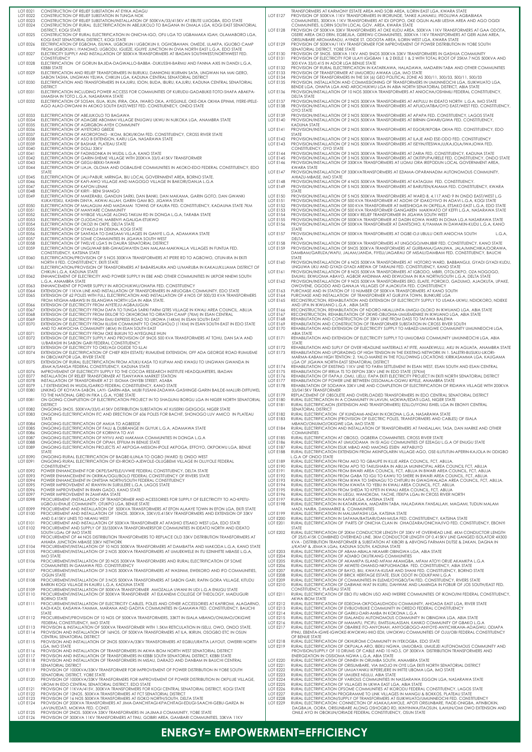| LOT | DESCRIPTION |
|---|---|
| LOT E021 | CONSTRUCTION OF RELIEF SUBSTATION AT EYIKA ADAGU |
| LOT E022 | CONSTRUCTION OF RELIEF SUBSTATION IN TUNGA NOK |
| LOT E023 | CONSTRUCTION OF RELIEF SUBSTATION/INSTALLATION OF 500KVA/33/415KV AT EBUTE UJIOGBA, EDO STATE |
| LOT E024 | CONSTRUCTION OF RURAL ELECTRIFICATION IN ABEJUKOLO TO BAGANA IN OMALA LGA, KOGI EAST SENATORIAL DISTRICT, KOGI STATE |
| LOT E025 | CONSTRUCTION OF RURAL ELECTRIFICATION IN ONICHA-IGO, OFU LGA TO UGBAMAKA IGAH, OLAMABORO LGA, KOGI EAST SENATORIAL DISTRICT, KOGI STATE |
| LOT E026 | ELECTRICFICATION OF EGBOHA, ISIUWA, UGBOKUN I UGBOKUN II, OGHOBAHAN, OMEDE, ULAKPA, IGUOBO CAMP FROM UGBOKUN I, IYANOMO, UGBODU, IGUEZE, IGUIYE JUNCTION IN OVIA NORTH EAST L.G.A, EDO STATE |
| LOT E027 | ELECTRICITY SUPPLY AND INSTALLATION OF 500KVA TRANSFORMERS AT IBADAN SOUTHWEST/NORTHWEST FED. CONSTITUENCY |
| LOT E028 | ELECTRIFICATION OF GORUN BAJIDA-DAGWALLO-BABBA -DUKUSSHI-BARMU AND FANNA AXIS IN DANDI L.G.A, KEBBI STATE |
| LOT E029 | ELECTRIFICATION AND RELIEF TRANSFORMERS IN BURUKU, DANHONU IKURMIN SATA, UNGWAN NA MAI GERO, SABON TASHA, UNGWAN YELWA, CHIKUN LGA, KADUNA CENTRAL SENATORIAL DISTRICT |
| LOT E030 | ELECTRIFICATION AND TRANSFORMERS IN KAJURU, IDON, BUDA, IBURU, KAJURU, KADUNA CENTRAL SENATORIAL DISTRICT |
| LOT E031 | ELECTRIFICATION INCLUDING POWER ACCESS FOR COMMUNITIES OF KURUDU-GADABUKE-TOTO-SHAFA ABAKPA-UMAISHA IN TOTO L.G.A, NASARAWA STATE |
| LOT E032 | ELECTRIFICATION OF SOSAN, ISUA, IKUN, IFIRA, OKA, IWARO OKA, AYEGUNLE, OKE-OKA OKHIA EPINMI, IYERE-IPELE-AGO ALAO-OWOANI IN AKOKO SOUTH EAST/WEST FED. CONSTIUENECY, ONDO STATE |
| LOT E033 | ELECTRIFICATION OF ABEJUKOLO TO BAGAWA |
| LOT E034 | ELECTRIFICATION OF ADAGBE ABOMIMI VILLAGE ENUGWU UKWU IN NJIKOKA LGA, ANAMBRA STATE |
| LOT E035 | ELECTRIFICATION OF AGRIGBON-AYEH COMMUNITY |
| LOT E036 | ELECTRIFICATION OF AIYETORO GBEDE |
| LOT E037 | ELECTRIFICATION OF AKOROFONO - IKOM, BOKI/IKOM FED. CONSTITUENCY, CROSS RIVER STATE |
| LOT E038 | ELECTRIFICATION OF ASO B EXTENSION, KARU LGA, NASARAWA STATE |
| LOT E039 | ELECTRIFICATION OF BASHAR, PLATEAU STATE |
| LOT E040 | ELECTRIFICATION OF DOLLI 33KV |
| LOT E041 | ELECTRIFICATION OF FADINSONKA IN WUDIL L.G.A, KANO STATE |
| LOT E042 | ELECTRIFICATION OF GARIN-SHEME VILLAGE WITH 200KVA 33/0.415KV TRANSFORMER |
| LOT E043 | ELECTRIFICATION OF GEGU-BEKKI-TAWARI |
| LOT E044 | ELECTRIFICATION OF IJAJA, OLUMA AND OGBALISHE COMMUNITIES IN AKOKO-EDO FEDERAL CONSTITUENCY, EDO STATE |
| LOT E045 | ELECTRIFICATION OF JALI-PABUR, MIRINGA, BIU LOCAL GOVERNMENT AREA, BORNO STATE. |
| LOT E046 | ELECTRIFICATION OF KAFI-AWO VILLAGE AND MAGOGO VILLAGE IN BAKORI/DANJA L.G.A |
| LOT E047 | ELECTRIFICATION OF KAFON LENAK |
| LOT E048 | ELECTRIFICATION OF KIRFI - BENI SHANGO |
| LOT E049 | ELECTRIFICATION OF MAKERABU, GANDUN SARKI, DAN BANKI, DAN MAKAMA, GARIN GOTO, DAN GWANKI KUKAYESKU, KASHIN DINYA, AKWAI ALLAH, GARIN GAM BO, JIGAWA STATE |
| LOT E050 | ELECTRIFICATION OF MALAGUM AND MADAMAI TOWNS OF KAURA FED. CONSTITUENCY, KADAUNA STATE 7KM |
| LOT E051 | ELECTRIFICATION OF MANYARE COMMUNITY |
| LOT E052 | ELECTRIFICATION OF NYIBGE VILLAGE ALONG TAKUM RD IN DONGA L.G.A, TARABA STATE |
| LOT E053 | ELECTRIFICATION OF OJODACHI, MABENYI AGALIGA-ETUKWO |
| LOT E054 | ELECTRIFICATION OF OKOZI IN OKPE, DELTA STATE |
| LOT E055 | ELECTRIFICATION OF OYAKOJI IN DEKINA, KOGI STATE |
| LOT E056 | ELECTRIFICATION OF SANTASA TO DAKSAMI VILLAGES IN GANYE L.G.A, ADAMAWA STATE |
| LOT E057 | ELECTRIFICATION OF SOME COMMUNITIES IN JIGAWA SOUTH WEST |
| LOT E058 | ELECTRIFICATION OF TWELVE LGA'S IN DAURA SENATORIAL DISTRICT |
| LOT E059 | ELECTRIFICATION OF UNGUWAR BIRI-GWAIGWAYEN DAN MALAM-MAKWALLA VILLAGES IN FUNTUA FED. CONSTITUENCY, KATSINA STATE |
| LOT E060 | ELECTRIFICATION/PROVISION OF 5 NOS 300KVA TRANSFORMERS AT IPERE RD TO AGBOWO, OTUN-IRA IN EKITI NORTH II FED. CONSTITUENCY, EKITI STATE |
| LOT E061 | ELECTRIFICATION/PROVISION OF TRANSFORMERS AT BABARSAURA AND U/MARUBA IN KAKAU/KUJAMA DISTRICT OF CHIKUN L.G.A, KADUNA STATE |
| LOT E062 | ENHANCEMENT OF ELECTRICITY AND POWER SUPPLY IN EBE AND OTHER COMMUNITIES IN UKPOR NNEWI SOUTH L.G.A, ANAMBRA STATE |
| LOT E063 | ENHANCEMENT OF POWER SUPPLY IN AROCHUKWU/OHAFIA FED. CONSTITUENCY |
| LOT E064 | EXTENSION OF 11KVA LINE AND INSTALLATION OF TRANSFORMERS IN ARUOGBA COMMUNITY, EDO STATE |
| LOT E065 | EXTENSION OF 62 POLES WITH FULL ELECTRIFICATION AND INSTALLATION OF 4 NOS OF 500/33 KVA TRANSFORMERS FROM NTIGHA-MBAWSI IN ISILANGWA NORTH LGA IN ABIA STATE. |
| LOT E066 | EXTENSION OF ELECTRICITY FROM AIYETEJU-AGBAJUGUN |
| LOT E067 | EXTENSION OF ELECTRICITY FROM DAFA TO TUNGA SARKI FARM QTRS VILLAGE IN KWALI AREA COUNCIL, ABUJA |
| LOT E068 | EXTENSION OF ELECTRICITY FROM EKILOR TO OKHOROMI TO ORIATOH CAMP (7KM) IN ESAN CENTRAL |
| LOT E069 | EXTENSION OF ELECTRICITY FROM EMU EXPRESS ROAD TO UROWA (14KM) IN ESAN SOUTH EAST |
| LOT E070 | EXTENSION OF ELECTRICITY FROM ILLUSHI COMMUNITY TO ONOGHOLO (11KM) IN ESAN SOUTH-EAST IN EDO STATE AND TO AKWOCHA COMMUNITY (4KM) IN ESAN SOUTH EAST |
| LOT E071 | EXTENSION OF ELECTRICITY FROM OKE BUKUN TO AIYEGUNLE IHUN |
| LOT E072 | EXTENSION OF ELECTRICITY SUPPLY AND PROVISION OF 5NOS 500 KVA TRANSFORMERS AT TOHU, DAN SA'A AND U/BARASHI IN SABON GARI FEDERAL CONSTITUENCY |
| LOT E073 | EXTENSION OF ELECTRICITY TO OKE/AGI OGEDE TO ILLA! |
| LOT E074 | EXTENSION OF ELECTRIFICATION OF CHIEF IKEH ESTATE/ RUMUEME EXTENSION, OFF ADA GEORGE ROAD RUMUEME IN OBIO/AKPOR LGA, RIVER STATE |
| LOT E075 | EXTENSION OF RURAL ELECTRIFICATION FROM ATUKU KASA TO KUPAM AND KWASU TO UNGWAN GWANDA IN JEMA'A/SANGA FEDERAL CONSTITUENCY, KADUNA STATE |
| LOT E076 | IMPROVEMENT OF ELECTRICITY SUPPLY TO THE COCOA RESEARCH INSTITUTE HEADQUARTERS, IBADAN |
| LOT E077 | INSTALLATION OF RELIEF TRANSFORMER AT TSANYAWA MARKET STATION |
| LOT E078 | INSTALLATION OF TRANSFORMER AT 21 ISIOMA ONYEBI STREET, ASABA |
| LOT E079 | L.T EXTENSIONS IN WUDIL/GARKO FEDERAL CONSTITUENCY, KANO STATE |
| LOT E080 | LINKING OF KOYAYA-SABON, LAYI- GARIN-ABA, MUBI FUSANI-ZADAWA-GASHINGE-GARIN BAILDE-MALURI-DIFFUWEL TO THE NATIONAL GRID IN FIKA L.G.A, YOBE STATE |
| LOT E081 | ON GOING COMPLETION OF ELECTRIFICATION PROJECT IN TO SHAGUNU BORGU LGA IN NIGER NORTH SENATORIAL DISTRICT |
| LOT E082 | ONGOING 3NOS. 500KVA/33/0.415KV DISTRIBUTION SUBSTATION AT KUSERKI GIDIGOGI, NIGER STATE |
| LOT E083 | ONGOING ELECTRIFICATION ITC AND ERECTION OF 606 POLES FOR BACHIT, SHONOGO LUV AMICO IN PLATEAU STATE |
| LOT E084 | ONGOING ELECTRIFICATION OF AMUA TO AGBEEDE |
| LOT E085 | ONGOING ELECTRIFICATION OF FALU & DUBRANGE IN GUYUK L.G.A, ADAMAWA STATE |
| LOT E086 | ONGOING ELECTRIFICATION OF KORINYA TO AVI |
| LOT E087 | ONGOING ELECTRIFICATION OF NYIVU AND MAKAMA COMMUNITIES IN DONGA L.G.A |
| LOT E088 | ONGOING ELECTRIFICATION OF OPIAH, EFFIUM IN BENUE STATE |
| LOT E089 | ONGOING ELECTRIFICATION PROJECTS AT AKPOGA-MISSION-IPOLE AKPOGA, EFFOYO, OKPOKWU LGA, BENUE STATE |
| LOT E090 | ONGOING RURAL ELECTRIFICATION OF BAGBE-ILUNLA TO OGBO (WARD 5) ONDO WEST |
| LOT E091 | ONGOING RURAL ELECTRIFICATION OF IDI-IROKO-AJEWOLE-OLUGBEMI VILLAGE IN OLUYOLE FEDERAL CONSTITUENCY |
| LOT E092 | POWER ENHANCEMENT FOR OKPE/SAPELE/UVWIE FEDERAL CONSTITUENCY, DELTA STATE |
| LOT E093 | POWER ENHANCEMENT IN OKRIKA/OGU/BOLO FEDERAL CONSTITUENCY OF RIVERS STATE |
| LOT E094 | POWER ENHANCEMENT IN ONITSHA NORTH/SOUTH FEDERAL CONSTITUENCY |
| LOT E095 | POWER IMPROVEMENT AT IRANYIN IN SURULERE L.G.A, LAGOS STATE |
| LOT E096 | POWER IMPROVEMENT IN RIMIN GADO, KANO STATE |
| LOT E097 | POWER IMPROVEMENT IN ZAMFARA STATE |
| LOT E098 | PROCUREMENT /INSTALLATION OF TRANSFORMER AND ACCESSORIES FOR SUPPLY OF ELECTRICITY TO AO-KPETU-UGBOJU-EHAJE COMMUNITY, OTUKPO LGA, BENUE STATE |
| LOT E099 | PROCUREMENT AND INSTALLATION OF 500KVA TRANSFORMERS AT EFON ALAAYE TOWN IN EFON LGA, EKITI STATE |
| LOT E100 | PROCUREMENT AND INSTALLATION OF 10NOS. 300KVA, 33KV/0.415KV TRANSFORMERS AND EXTENSION OF 33KV AND 0.415KV LINES TO NKANU WEST |
| LOT E101 | PROCUREMENT AND INSTALLATION OF 500KVA TRANSFORMER AT AFASHIO ETSAKO WEST LGA, EDO STATE |
| LOT E102 | PROCUREMENT AND SUPPLY OF 33/330KVA TRANSFORMERSFOR COMMUNITIES IN IDEATO NORTH AND IDEATO SOUTH LGAS OF IMO STATE |
| LOT E103 | PROCUREMENT OF 44 NOS DISTRIBUTION TRANSFORMERS TO REPLACE OLD 33KV DISTRIBUTION TRANSFORMERS AT AHIARA JUNCTION MBAISE 33KV NETWORK |
| LOT E104 | PROCUREMENT/INSTALLATION OF 10 NOS 300KVA TRANSFORMERS AT DAMBATTA AND MAKODA L.G.A, KANO STATE |
| LOT E105 | PROCUREMENT/INSTALLATION OF 2 NOS 300KVA TRANSFORMERS AT UMUEKWELE IN ITU EZINIHITTE MBAISE L.G.A, IMO STATE |
| LOT E106 | PROCUREMENT/INSTALLATION OF 20 NOS 300KVA TRANSFORMERS AND RURAL ELECTRIFICATION OF SOME COMMUNITIES IN GAMAWA FED. CONSTITUENCY |
| LOT E107 | PROCUREMENT/INSTALLATION OF 3 NOS 300KVA TRANSFORMERS AT WASINMI, EWEKORO AND IFO COMMUNITIES, OGUN STATE |
| LOT E108 | PROCUREMENT/INSTALLATION OF 3 NOS 500KVA TRANSFORMERS AT SABON GARI, RAFIN GORA VILLAGE, KITUDU BARKIN KOGI VILLAGE IN KAURU L.G.A, KADUNA STATE |
| LOT E109 | PROCUREMENT/INSTALLATION OF 500KVA TRANSFORMER AMOZALLA UWANI IN UDI L.G.A ENUGU STATE |
| LOT E110 | PROCUREMENT/INSTALLATION OF 500KVA TRANSFORMER AT ELKANEMI COLLEGE OF THEOLOGY, MAIDUGURI BORNO STATE |
| LOT E111 | PROCUREMENT/INSTALLATION OF ELECTRICITY CABLES, POLES AND OTHER ACCESSORIES AT KAFIROMI, ALAGARNO, KADI-KADI, KAISAWA-YAMMA, MARANA AND GADIYA COMMUNITIES IN GAMAWA FED. CONSTITUENCY, BAUCHI STATE |
| LOT E112 | PROCUREMENT/PROVISION OF 10 NOS OF 500KVA TRANSFORMERS, 33KTT IN ISIALA MBANO/ONUIMO/OKIGWE FEDERAL CONSTITUENCY, IMO STATE |
| LOT E113 | PROVISION & INSTALLATION OF 500KVA TRANSFORMER WITH 1.5KM RETICULATION IN ISELU, OWO, ONDO STATE. |
| LOT E114 | PROVISION AND INSTALLATION OF 16NOS. OF 500KVA TRANSFORMERS AT ILA, IKIRUN, OSOGBO ETC IN OSUN CENTRAL SENATORIAL DISTRICT |
| LOT E115 | PROVISION AND INSTALLATION OF 2NOS 500KVA/33KV TRANSFORMERS AT EGBU/URATTA LAYOUT, OWERRI NORTH LGA, IMO STATE |
| LOT E116 | PROVISION AND INSTALLATION OF TRANSFORMERS IN AKWA IBOM NORTH WEST SENATORIAL DISTRICT |
| LOT E117 | PROVISION AND INSTALLATION OF TRANSFORMERS IN KEBBI SOUTH SENATORIAL DISTRICT, KEBBI STATE |
| LOT E118 | PROVISION AND INSTALLATION OF TRANSFORMERS IN MISAU, DARAZO AND DANBAM IN BAUCHI CENTRAL SENATORIAL DISTRICT |
| LOT E119 | PROVISION OF 1000KVA/33KV TRANSFORMER FOR IMPROVEMENT OF POWER DISTRIBUTION IN YOBE SOUTH SENATORIAL DISTRICT, YOBE STATE |
| LOT E120 | PROVISION OF 1000KVA/33KV TRANSFORMERS FOR IMPROVEMENT OF POWER DISTRIBUTION IN OKPUJIE VILLAGE, UROMI IN EDO CENTRAL SENATORIAL DISTRICT, EDO STATE |
| LOT E121 | PROVISION OF 11KVA/415V, 300KVA TRANSFORMERS FOR KOGI CENTRAL SENATORIAL DISTRICT, KOGI STATE |
| LOT E122 | PROVISION OF 12NOS. 500KVA TRANSFORMERS AT FCT SENATORIAL DISTRICT |
| LOT E123 | PROVISION OF 16 NOS 500KVA TRANSFORMERS AT ISOKO NORTH/SOUTH, DELTA STATE |
| LOT E124 | PROVISION OF 200KVA TRANSFORMERS AT JIMA-DANCHITAGI-KPACHITAGI-EDUGI-SAACHI-GEBU-GARZA IN LAVUN/EDATI, MOKWA FED. CONST. |
| LOT E125 | PROVISION OF 2NOS. 500KVA 33KV TRANSFORMERS IN JAJIMAJI COMMUNITY, YOBE STATE |
| LOT E126 | PROVISION OF 300KVA 11KV TRANSFORMERS AT TINU, GOBIRI AREA, GAMBARI COMMUNITIES, 33KVA 11KV TRANSFORMERS AT KARMONY ESTATE AREA AND SOBI AREA, ILORIN EAST LGA, KWARA STATE |
| LOT E127 | PROVISION OF 500KVA 11KV TRANSFORMERS IN IRORUNDE, TANKE AJANAKU, IFEOLUWA AGBABIAKA COMMUNITIES, 300KVA 11KV TRANSFORMERS AT IDI OPOPO, OKE OGUN ALABI IJESHA AREA AND AGO OGIDI COMMUNITIES, ILORIN SOUTH LOCAL GOV. AREA, KWARA STATE |
| LOT E128 | PROVISION OF 500KVA 33KV TRANSFORMERS AT OKE KUDU AREA, 500KVA 11KV TRANSFORMERS AT GAA ODOTA, OSERE AREA OKO ERIN, EGBEJILA, GEREWU COMMUNITIES, 300KVA 11KV TRANSFORMERS AT GERI ALIMI AREA, ORISUNBARE AROMARADU, AYINDE ST. ODOOTA AREA, ILORIN WEST LGA, KWARA STATE |
| LOT E129 | PROVISION OF 500KVA/11KV TRANSFORMER FOR IMPROVEMENT OF POWER DISTRIBUTION IN YOBE SOUTH SENATORIAL DISTRICT, YOBE STATE |
| LOT E130 | PROVISION OF 5NOS. 500KVA 11KV AND 5NOS 300KVA 33KV TRANSFORMERS IN GASHUA COMMUNITY |
| LOT E131 | PROVISION OF ELECTRICITY FOR ULAYI IGIGBAN 1 & 2 EKELE 1 & 2 WITH TOTAL ROOT OF 25KM 7 NOS 500KVA AND 300 KVA 33/0.415 IN ADOR LGA BENUE STATE |
| LOT E132 | PROVISION OF RURAL ELECTRIFICATION IN KATARKAWA, HALADAWA, MADARIN TABA AND OTHER COMMUNITIES |
| LOT E133 | PROVISION OF TRANSFORMER AT UMUORDU AWAKA LGA, IMO STATE |
| LOT E134 | PROVISION OF TRANSFORMERS IN THE SIX (6) GEO POLITICAL ZONE AS 300/11, 300/33, 500/11, 500/33 |
| LOT E135 | PROVISION, INSTALLATION AND COMMISSIONING OF TRANSFORMERS IN UMUNNEOCHI LGA, ISUIKWUATO LGA, BENDE LGA, OHAFIA LGA AND AROCHUKWU LGA IN ABIA NORTH SENATORIAL DISTRICT, ABIA STATE |
| LOT E136 | PROVISION/INSTALLATION OF 10 NOS 300KVA TRANSFORMERS AT ANIOCHA/OSHIMILI FEDERAL CONSTITUENCY, DELTA STATE |
| LOT E137 | PROVISION/INSTALLATION OF 2 NOS 300KVA TRANSFORMERS AT AKPULU IN IDEATO NORTH L.G.A, IMO STATE |
| LOT E138 | PROVISION/INSTALLATION OF 2 NOS 500KVA TRANSFORMERS AT AFIJIO/ATIBA/OYO EAST/WEST FED. CONSTITUENCY, OYO STATE |
| LOT E139 | PROVISION/INSTALLATION OF 2 NOS 500KVA TRANSFORMERS AT APAPA FED. CONSTITUENCY, LAGOS STATE |
| LOT E140 | PROVISION/INSTALLATION OF 2 NOS 500KVA TRANSFORMERS AT BIRNIN GWARI/GIWA FED. CONSTITUENCY, KADUNA STATE |
| LOT E141 | PROVISION/INSTALLATION OF 2 NOS 500KVA TRANSFORMERS AT EGOR/IKPOBA OKHA FED. CONSTITUENCY, EDO STATE |
| LOT E142 | PROVISION/INSTALLATION OF 2 NOS 500KVA TRANSFORMERS AT ILAJE AND ESE-ODO FED. CONSTITUENCY |
| LOT E143 | PROVISION/INSTALLATION OF 2 NOS 500KVA TRANSFORMERS AT ISEYIN/ITESIWAJU/KAJOLA/IWAJOWA FED. CONSTITUENCY, OYO STATE |
| LOT E144 | PROVISION/INSTALLATION OF 3 NOS 300KVA TRANSFORMERS AT ZARIA FED. CONSTITUENCY, KADUNA STATE |
| LOT E145 | PROVISION/INSTALLATION OF 3 NOS 500KVA TRANSFORMERS AT OKITIPUPA/IRELE FED. CONSTITUENCY, ONDO STATE |
| LOT E146 | PROVISION/INSTALLATION OF 330KVA TRANSFORMERS AT IJOMU ORA IREPODUN LOCAL GOVERNMENT AREA, KWARA STATE |
| LOT E147 | PROVISION/INSTALLATION OF 330KVATRANSFORMERS AT EZIAMA-OPARANADIM AUTONOMOUS COMMUNITY, AHIAZU-MBAISE, IMO STATE |
| LOT E148 | PROVISION/INSTALLATION OF 4 NOS 500KVA TRANSFORMERS AT KATAGUM FED. CONSTITUENCY. |
| LOT E149 | PROVISION/INSTALLATION OF 5 NOS 300KVA TRANSFORMERS AT BARUTEN/KAIAMA FED. CONSTITUENCY, KWARA STATE |
| LOT E150 | PROVISION/INSTALLATION OF 5 NOS 500KVA TRANSFORMERS AT WARD 8, 4,117 AND 9 IN ONDO EAST/WEST LG |
| LOT E151 | PROVISION/INSTALLATION OF 500 KVA TRANSFORMER AT ADOHI OF IDAKOYIVO IN ADAVI L.G.A, KOGI STATE |
| LOT E152 | PROVISION/INSTALLATION OF 500 KVA TRANSFORMER AT IMIESHIOGA IN OKPELLA, ETSAKO EAST L.G.A, EDO STATE |
| LOT E153 | PROVISION/INSTALLATION OF 500 KVA TRANSFORMERS AT GANGAREN MAKWAYATO OF KEFFI L.G.A, NASARAWA STATE |
| LOT E154 | PROVISION/INSTALLATION OF 500KV RELIEF TRANSFORMER IN JIGAWA SOUTH WEST |
| LOT E155 | PROVISION/INSTALLATION OF 500KVA TRANSFORMER AT DADIN KOWA WARD IN DOMA L.G.A NASARAWA STATE |
| LOT E156 | PROVISION/INSTALLATION OF 500KVA TRANSFORMER AT DANTSOHO, K/YAMMA IN DAWAKIN-KUDU L.G.A, KANO STATE |
| LOT E157 | PROVISION/INSTALLATION OF 500KVA TRANSFORMER AT OGBE-OJI UBULU OKITI ANIOCHA SOUTH L.G.A, DELTA |
| LOT E158 | PROVISION/INSTALLATION OF 500KVA TRANSFORMERS AT UNGOGO/MINJIBIR FED. CONSTITUENCY, KANO STATE |
| LOT E159 | PROVISION/INSTALLATION OF 5NOS 300KVA TRANSFORMERS AT GURBANA/GANJIWA, JALA/MINCHIKA/DORAWA, DAMBAM/GARUZA/WAFU, JALAM/JANDA, FIYELI/JAGARAU OF MISAU/DAMBAM FED. CONSTITUENCY, BAUCHI STATE |
| LOT E160 | PROVISION/INSTALLATION OF 6 NOS 500KVA TRANSFORMERS AT HOTORO WARD, BABBANGIJI, GYADI GYADI KUDU, UNGUWA UKU AND GYADI GYADI AREWA OF TARAUNI FED. CONSTITUENCY, KANO STATE |
| LOT E161 | PROVISION/INSTALLATION OF 8 NOS 500KVA TRANSFORMERS AT IGBODO, MBIRI, OTOLOKPO, OZA NOGOGO, EMUHU, EKWUOMA ABAVO, AGBOR AHDINMA AND EKWUOMA IN IKA NORTH/SOUTH L.G.A, DELTA STATE |
| LOT E162 | PROVISION/INSTALLATION OF 9 NOS 500KVA TRANSFORMERS ERO, ELAITE, POROKO, GADUMO, AJAOKUTA, UPAKE, OYO-EYIBE, OGODO AND GANAJA VILLAGES OF AJAOKUTA FED. CONSTITUENCY |
| LOT E163 | PURCHASE AND IN STATION OF 10 NUMBER OF 500KVA TRANSFORMERS AT KANO SOUTH |
| LOT E164 | PURCHASE AND INSTALLATION OF TRANSFORMER AT GURJIYA TOWN, BUNKURE LGA |
| LOT E165 | RECONSTRUCTION, REHABILITATION AND EXTENSION OF ELECTRICITY SUPPLY TO USAKA-UKWU, NDIOKORO, NDIEKE AND UPA IN IKWUANO L.G.A , ABIA SATE |
| LOT E166 | RECONSTRUCTION, REHABILITATION OF NDORO-NKALLUNTA-UMUGU-OLOKO IN IKWUANO LGA, ABIA STATE |
| LOT E167 | RECONSTRUCTION, REHABILITATION OF OKWE-OBUOHIA-UMUEMENIKE IN IKWUANO LGA, ABIA STATE |
| LOT E168 | REHABILITATION AND CONSTRUCTION OF 33KV LINE FROM DASS TO TAFAWA BALEWA |
| LOT E169 | REHABILITATION AND CONSTRUCTION OF TRANSFORMER SUBSTATION IN CROSS RIVER SOUTH |
| LOT E170 | REHABILITATION AND EXTENSION OF ELECTRICITY SUPPLY TO MBAEZI-UMUIGWE COMMUNITY UMUNNEOCHI LGA, ABIA STATE |
| LOT E171 | REHABILITATION AND EXTENSION OF ELECTRICITY SUPPLY TO UMUOBASI COMMUNITY UMUNNEOCHI LGA, ABIA STATE |
| LOT E172 | REHABILITATION AND SUPLY OF OVER HEADLINE MATERIALS AT IFITE, AMAEKWULU, AKU IN AGUATA, ANAMBRA STATE |
| LOT E173 | REHABILITATION AND UPGRADING OF HIGH TENSION IN THE EXISTING NETWORK IN 1. SALETRI-BUSUKU-LIKORI-MARNA-KABAN HIGH TENTION; 2. YALO-MARKE IN THE FOLLOWING LOCATIONS: KIRIKASAMMA LGA, KAUGAMA LGA OF JIGAWA NORTH-EAST SENATORIAL DISTRICT |
| LOT E174 | REHABILITATION OF EXISTING 11KV LINE TO FARM SETTLEMENT IN ESAN WEST, ESAN SOUTH AND ESAN CENTRAL |
| LOT E175 | REHABILITATION OF IRRUA TS TO EKPON 33KV LINE IN EDO STATE (37KM) |
| LOT E176 | REHABILITATION OF ITAPAJI ,OMU, IJELU, ITAPA EKITI ELECTRICITY PROJECT IN EKITI NORTH SENATORIAL DISTRICT |
| LOT E177 | REHABILITATION OF POWER LINE BETWEEN OSSOMALA-OGWU IKPELE, ANAMBRA STATE |
| LOT E178 | REHABILITATION OF SODAWA 33KV LINE AND COMPLETION OF ELECTRIFICATION OF RIDAWA VILLAGE WITH 200KVA 33/0415KV TRANSFORMER |
| LOT E179 | REPLACEMENT OF OBSOLETE AND OVERLOADED TRANSFORMERS IN EDO CENTRAL SENATORIAL DISTRICT |
| LOT E180 | RURAL ELECTRICATION IN A COMMUNITY IN LAVUN, MOKWA/EDATI LGAS, NIGER STATE |
| LOT E181 | RURAL ELECTRIFICAION (EXTENSION AND TRANSFORMERS) EZILLO/IYONU ISHIEL LGA IN EBONYI CENTRAL SENATORIAL DISTRICT |
| LOT E182 | RURAL ELECTRIFICATION OF KUNDAMI-ANZAH IN KOKONA L.G.A, NASARAWA STATE |
| LOT E183 | RURAL ELECTRIFICATION (PROVISION OF ELECTRIC POLES, TRANSFORMERS AND CABLES) OF ISIALA MBANO/ONUIMO/OKIGWE LGA, IMO STATE |
| LOT E184 | RURAL ELECTRIFICATION AND INSTALLATION OF TRANSFORMERS AT FANSALLAH, TASA, DAN MARKE AND OTHER COMMUNITIES |
| LOT E185 | RURAL ELECTRIFICATION AT OBOSO, OGBERIA COMMUNITIES, CROSS RIVER STATE |
| LOT E186 | RURAL ELECTRIFICATION AT UMUODAMA IN ISI AGU COMMUNITIES OF EZEAGU L.G.A OF ENUGU STATE |
| LOT E187 | RURAL ELECTRIFICATION ESUK NIBAD AND AMONG ESIEN AKPABUYO |
| LOT E188 | RURAL ELECTRIFICATION EXTENSION FROM AKINFOLARIN VILLAGE-AGO, OSE-ILUTUTUN-APERIN-KAJOLA IN ODIGBO L.G.A OF ONDO STATE |
| LOT E189 | RURAL ELECTRIFICATION FROM AKO TO GBAUPE IN KUJE AREA COUNCIL, FCT, ABUJA. |
| LOT E190 | RURAL ELECTRIFICATION FROM APO TO TAKUSHARA IN ABUJA MUNINCIPAL AREA COUNCIL FCT, ABUJA |
| LOT E191 | RURAL ELECTRIFICATION FROM BWARI AREA COUNCIL, FCT, ABUJA IN BWARI AREA COUNCIL, FCT, ABUJA |
| LOT E192 | RURAL ELECTRIFICATION FROM GABA TO IGU TO KAWU TO SHERE IN BWARI AREA COUNCIL, FCT, ABUJA |
| LOT E193 | RURAL ELECTRIFICATION FROM IKWA TO SHENAGU TO CHITURU IN GWAGWALADA AREA COUNCIL, FCT, ABUJA. |
| LOT E194 | RURAL ELECTRIFICATION FROM KWAITA TO YEBU IN KWALI AREA COUNCIL, FCT, ABUJA |
| LOT E195 | RURAL ELECTRIFICATION FROM SHEDA TO KPETI IN KWALI AREA COUNCIL, FCT, ABUJA |
| LOT E196 | RURAL ELECTRIFICATION IN IJEGU, WANOKOM, YACHE, ITEKPA LGAS IN CROSS RIVER NORTH |
| LOT E197 | RURAL ELECTRIFICATION IN KAFUR LGA, KATSINA STATE |
| LOT E198 | RURAL ELECTRIFICATION IN KATARKAWA, MADARIN TABA, HALADAWA FANSALLAH, MAGAMI, TUDUN MALAM MADI, NAIRA, DANMARKE & COMMUNITIES |
| LOT E199 | RURAL ELECTRIFICATION IN MALUMFASHI LGA, KATSINA STATE |
| LOT E200 | RURAL ELECTRIFICATION IN SAFANA/BATSARI/DAN-MUSA FED. CONSTITUENCY, KATSINA STATE |
| LOT E201 | RURAL ELECTRIFICATION OF PARTS OF ONICHA CLAN IN OHAOZARA/ONICHA/IVO FED. CONSTITUENCY, EBONYI STATE |
| LOT E202 | RURAL ELECTRIFICATION OF 20KM CONDUCTOR LENGTH OF 33KV HT OVERHEAD LINE. 4KM CONDUCTOR LENGTH OF 25/0.415K COMBINED OVERHEAD LINE. 3KM CONDUCTOR LENGTH OF 0.415KV LINE GANGED ISOLATOR 4X300 KVA - DISTRIBUTION TRANSFORMER & SUBSTATION AT KIBORI & ABVONG FARMAN DUTSE & ZAKAN, DAGNA IN Z/KATAF & JEMA'A LGAs, KADUNA SOUTH, KADUNA STATE |
| LOT E203 | RURAL ELECTRIFICATION OF ABAM-ABIALA NKAMIRI OBINGWA LGA, ABIA STATE |
| LOT E204 | RURAL ELECTRIFICATION OF ADIABO OKUTIKANG COMMUNITIES |
| LOT E205 | RURAL ELECTRIFICATION OF AKAMKPA ISLAND MFAM AKAMGBA, MFAM ATOYI ORUE AKAMKPA L.G.A |
| LOT E206 | RURAL ELECTRIFICATION OF AKWETE-OHANSO-NKPUOHIAOBA FED. CONSTITUENCY, ABIA STATE |
| LOT E207 | RURAL ELECTRIFICATION OF BAYO, BIU, KWAYA-KUSAR AND SHANI FED. CONSTITUENCY, BORNO STATE |
| LOT E208 | RURAL ELECTRIFICATION OF BRICK HERITAGE ESTATE, ESUK OOT IN ODUKPANI L.G.A |
| LOT E209 | RURAL ELECTRIFICATION OF COMMUNITIES IN ELEME/OYIGBO/TAI FED. CONSTITUENCY, RIVERS STATE |
| LOT E210 | RURAL ELECTRIFICATION OF DABWAK-WAT IN KURU, DAHWAK AND LAMINGA IN FOBUR OF JOS SOUTH/EAST FED. CONSTITUENCY, PLATEAU STATE |
| LOT E211 | RURAL ELECTRIFICATION OF EBO ITU MBON USO AND IWERRE COMMUNITIES OF IKONO/INI FEDERAL CONSTITUENCY, AKWA IBOM STATE |
| LOT E212 | RURAL ELECTRIFICATION OF EDEOHA-OKPOGAUDHODU COMMUNITY, AHOADA EAST LGA, RIVER STATE |
| LOT E213 | RURAL ELECTRIFICATION OF EVBUOVBUKE COMMUNITY IN OREDO FEDERAL CONSTITUENCY |
| LOT E214 | RURAL ELECTRIFICATION OF GARKU-DARI-AMBA IN KOKONA L.G.A |
| LOT E215 | RURAL ELECTRIFICATION OF ISIALANDU AUTONOMOUS COMMUNITY IN OBINGWA LGA, ABIA STATE |
| LOT E216 | RURAL ELECTRIFICATION OF MAMAFU, PICIFU, EMITSUALASSAN, KANKO COMMUNITY OF GBAKO L.G.A |
| LOT E217 | RURAL ELECTRIFICATION OF OBARIKE ITO-ANYONAH, ANYOGBOGO-ANYOYE-ANYICHIKAHA-ADAGWU, ODIAPA IPINU, EBENYA-IGWE-IGWOKE-IKWOKWU-IHIO EDII, UWOKWU COMMUNITIES OF OJU/OBI FEDERAL CONSTITUENCY OF BENUE STATE |
| LOT E218 | RURAL ELECTRIFICATION OF OKHUROMI COMMUNITY IN IYEKOGBA, EDO STATE |
| LOT E219 | RURAL ELECTRIFICATION OF OKPUALA ARO, IBEKU NGWA, UMUOBASI, UMUEJEI AUTONOMOUS COMMUNITY AND PROVISION/SUPPLY OF 10 DRUMS OF CABLE AND 10 NO.S, OF 300KVA DISTRIBUTION TRANSFORMERS AND ENERGIZATION IN OSISIOMA NGWA L.G.A, ABIA STATE |
| LOT E220 | RURAL ELECTRIFICATION OF ONNEH IN ORUMBA SOUTH, ANAMBRA STATE |
| LOT E221 | RURAL ELECTRIFICATION OF ORISUMBARE, VIA IMOJO IN OYE LGA EKITI NORTH SENATORIAL DISTRICT |
| LOT E222 | RURAL ELECTRIFICATION OF UMUAYANKU IKPEREJERE IN IHITTE UBOMA LGA, IMO STATE |
| LOT E223 | RURAL ELECTRIFICATION OF UMUEKE NSULU, ABIA STATE |
| LOT E224 | RURAL ELECTRIFICATION OF VARIOUS COMMUNITIES IN NASSARAWA EGGON LGA, NASARAWA STATE |
| LOT E225 | RURAL ELECTRIFICATION OF VILLAGES IN UKWA EAST LGA, ABIA STATE |
| LOT E226 | RURAL ELECTRIFICATION OFSOME COMMUNITIES AT IKORODU FEDERAL CONSTITUENCY, LAGOS STATE |
| LOT E227 | RURAL ELECTRIFICATION PROGRAMME TO LINK VILLAGES IN MANGU & BOKKOS, PLATEAU STATE |
| LOT E228 | RURAL ELECTRIFICATION/SUPPLY OF TRANSFORMERS AT ISUIKWUATO/UMUNNEOCHI FED. CONSTITUENCY |
| LOT E229 | RURAL ELECTRIFICATION: CONNECTION OF ASAKA/LAWOLE, APOTI ORISUNBARE, FIADE-ONIGBA, AFINBIOKIN, DAGBAJA, OORA, ORISUNBARE ALONG OSHOGBO RD, IKINYINWA/ITAOSUN, ILAHUN/OMI OWO EXTENSION AND ONILE AYO IN OBOKUN/ORIADE FEDERAL CONSTITUENCY, OSUN STATE |

## ENERGY= EMPOWERMENT=EFFICIENCY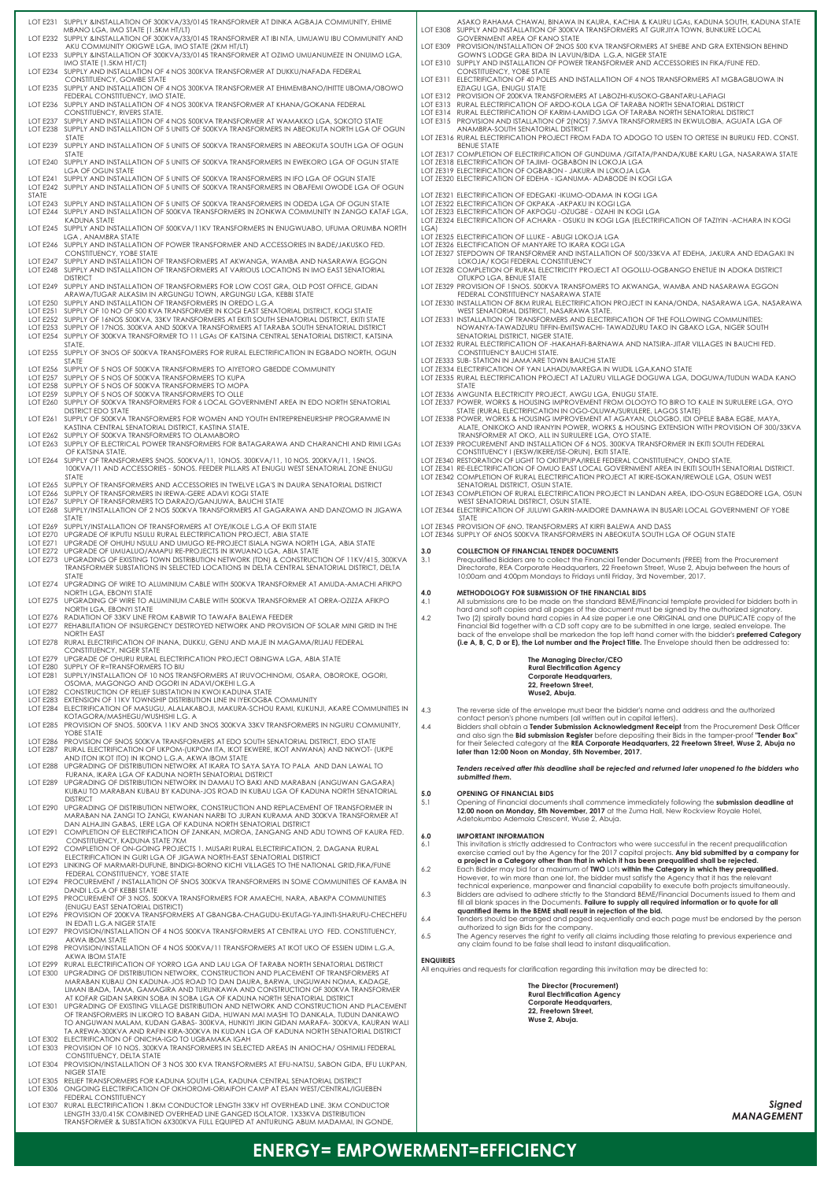LOT E231 SUPPLY &INSTALLATION OF 300KVA/33/0145 TRANSFORMER AT DINKA AGBAJA COMMUNITY, EHIME MBANO LGA, IMO STATE (1.5KM HT/LT)

LOT E232 SUPPLY &INSTALLATION OF 300KVA/33/0145 TRANSFORMER AT IBI NTA, UMUAWU IBU COMMUNITY AND AKU COMMUNITY OKIGWE LGA, IMO STATE (2KM HT/LT)

LOT E233 SUPPLY &INSTALLATION OF 300KVA/33/0145 TRANSFORMER AT OZIMO UMUANUMEZE IN ONUIMO LGA, IMO STATE (1.5KM HT/CT)

LOT E234 SUPPLY AND INSTALLATION OF 4 NOS 300KVA TRANSFORMER AT DUKKU/NAFADA FEDERAL CONSTITUENCY, GOMBE STATE

LOT E235 SUPPLY AND INSTALLATION OF 4 NOS 300KVA TRANSFORMER AT EHIMEMBANO/IHITTE UBOMA/OBOWO FEDERAL CONSTITUENCY, IMO STATE.

LOT E236 SUPPLY AND INSTALLATION OF 4 NOS 300KVA TRANSFORMER AT KHANA/GOKANA FEDERAL CONSTITUENCY, RIVERS STATE.

LOT E237 SUPPLY AND INSTALLATION OF 4 NOS 500KVA TRANSFORMER AT WAMAKKO LGA, SOKOTO STATE

LOT E238 SUPPLY AND INSTALLATION OF 5 UNITS OF 500KVA TRANSFORMERS IN ABEOKUTA NORTH LGA OF OGUN STATE

LOT E239 SUPPLY AND INSTALLATION OF 5 UNITS OF 500KVA TRANSFORMERS IN ABEOKUTA SOUTH LGA OF OGUN STATE

LOT E240 SUPPLY AND INSTALLATION OF 5 UNITS OF 500KVA TRANSFORMERS IN EWEKORO LGA OF OGUN STATE LGA OF OGUN STATE

LOT E241 SUPPLY AND INSTALLATION OF 5 UNITS OF 500KVA TRANSFORMERS IN IFO LGA OF OGUN STATE

LOT E242 SUPPLY AND INSTALLATION OF 5 UNITS OF 500KVA TRANSFORMERS IN OBAFEMI OWODE LGA OF OGUN STATE

LOT E243 SUPPLY AND INSTALLATION OF 5 UNITS OF 500KVA TRANSFORMERS IN ODEDA LGA OF OGUN STATE

LOT E244 SUPPLY AND INSTALLATION OF 500KVA TRANSFORMERS IN ZONKWA COMMUNITY IN ZANGO KATAF LGA, KADUNA STATE

LOT E245 SUPPLY AND INSTALLATION OF 500KVA/11KV TRANSFORMERS IN ENUGWUABO, UFUMA ORUMBA NORTH LGA , ANAMBRA STATE

LOT E246 SUPPLY AND INSTALLATION OF POWER TRANSFORMER AND ACCESSORIES IN BADE/JAKUSKO FED. CONSTITUENCY, YOBE STATE

LOT E247 SUPPLY AND INSTALLATION OF TRANSFORMERS AT AKWANGA, WAMBA AND NASARAWA EGGON

LOT E248 SUPPLY AND INSTALLATION OF TRANSFORMERS AT VARIOUS LOCATIONS IN IMO EAST SENATORIAL DISTRICT

LOT E249 SUPPLY AND INSTALLATION OF TRANSFORMERS FOR LOW COST GRA, OLD POST OFFICE, GIDAN ARAWA/TUGAR ALKASIM IN ARGUNGU TOWN, ARGUNGU LGA, KEBBI STATE

LOT E250 SUPPLY AND INSTALLATION OF TRANSFORMERS IN OREDO L.G.A

LOT E251 SUPPLY OF 10 NO OF 500 KVA TRANSFORMER IN KOGI EAST SENATORIAL DISTRICT, KOGI STATE

LOT E252 SUPPLY OF 16NOS 500KVA, 33KV TRANSFORMERS AT EKITI SOUTH SENATORIAL DISTRICT, EKITI STATE

LOT E253 SUPPLY OF 17NOS. 300KVA AND 500KVA TRANSFORMERS AT TARABA SOUTH SENATORIAL DISTRICT

LOT E254 SUPPLY OF 300KVA TRANSFORMER TO 11 LGAs OF KATSINA CENTRAL SENATORIAL DISTRICT, KATSINA STATE.

LOT E255 SUPPLY OF 3NOS OF 500KVA TRANSFORMERS FOR RURAL ELECTRIFICATION IN EGBADO NORTH, OGUN STATE

LOT E256 SUPPLY OF 5 NOS OF 500KVA TRANSFORMERS TO AIYETORO GBEDDE COMMUNITY

LOT E257 SUPPLY OF 5 NOS OF 500KVA TRANSFORMERS TO KUPA

LOT E258 SUPPLY OF 5 NOS OF 500KVA TRANSFORMERS TO MOPA

LOT E259 SUPPLY OF 5 NOS OF 500KVA TRANSFORMERS TO OLLE

LOT E260 SUPPLY OF 500KVA TRANSFORMERS FOR 6 LOCAL GOVERNMENT AREA IN EDO NORTH SENATORIAL DISTRICT EDO STATE

LOT E261 SUPPLY OF 500KVA TRANSFORMERS FOR WOMEN AND YOUTH ENTREPRENEURSHIP PROGRAMME IN KASTINA CENTRAL SENATORIAL DISTRICT, KASTINA STATE.

LOT E262 SUPPLY OF 500KVA TRANSFORMERS TO OLAMABORO

LOT E263 SUPPLY OF ELECTRICAL POWER TRANSFORMERS FOR BATAGARAWA AND CHARANCHI AND RIMI LGAs OF KATSINA STATE.

LOT E264 SUPPLY OF TRANSFORMERS 5NOS. 500KVA/11, 10NOS. 300KVA/11, 10 NOS. 200KVA/11, 15NOS. 100KVA/11 AND ACCESSORIES - 50NOS. FEEDER PILLARS AT ENUGU WEST SENATORIAL ZONE ENUGU STATE

LOT E265 SUPPLY OF TRANSFORMERS AND ACCESSORIES IN TWELVE LGA'S IN DAURA SENATORIAL DISTRICT

LOT E266 SUPPLY OF TRANSFORMERS IN IREWA-GERE ADAVI KOGI STATE

LOT E267 SUPPLY OF TRANSFORMERS TO DARAZO/GANJUWA, BAUCHI STATE

LOT E268 SUPPLY/INSTALLATION OF 2 NOS 500KVA TRANSFORMERS AT GAGARAWA AND DANZOMO IN JIGAWA STATE

LOT E269 SUPPLY/INSTALLATION OF TRANSFORMERS AT OYE/IKOLE L.G.A OF EKITI STATE

LOT E270 UPGRADE OF IKPUTU NSULU RURAL ELECTRIFICATION PROJECT, ABIA STATE

LOT E271 UPGRADE OF OHUHU NSULU AND UMUGO RE-PROJECT ISIALA NGWA NORTH LGA, ABIA STATE

LOT E272 UPGRADE OF UMUALUO/AMAPU RE-PROJECTS IN IKWUANO LGA, ABIA STATE

LOT E273 UPGRADING OF EXISTING TOWN DISTRIBUTION NETWORK (TDN) & CONSTRUCTION OF 11KV/415, 300KVA TRANSFORMER SUBSTATIONS IN SELECTED LOCATIONS IN DELTA CENTRAL SENATORIAL DISTRICT, DELTA STATE

LOT E274 UPGRADING OF WIRE TO ALUMINIUM CABLE WITH 500KVA TRANSFORMER AT AMUDA-AMACHI AFIKPO NORTH LGA, EBONYI STATE

LOT E275 UPGRADING OF WIRE TO ALUMINIUM CABLE WITH 500KVA TRANSFORMER AT ORRA-OZIZZA AFIKPO NORTH LGA, EBONYI STATE

LOT E276 RADIATION OF 33KV LINE FROM KABWIR TO TAWAFA BALEWA FEEDER

LOT E277 REHABILITATION OF INSURGENCY DESTROYED NETWORK AND PROVISION OF SOLAR MINI GRID IN THE NORTH EAST

LOT E278 RURAL ELECTRIFICATION OF INANA, DUKKU, GENU AND MAJE IN MAGAMA/RIJAU FEDERAL CONSTITUENCY, NIGER STATE

LOT E279 UPGRADE OF OHURU RURAL ELECTRIFICATION PROJECT OBINGWA LGA, ABIA STATE

LOT E280 SUPPLY OF R=TRANSFORMERS TO BIU

LOT E281 SUPPLY/INSTALLATION OF 10 NOS TRANSFORMERS AT IRUVOCHINOMI, OSARA, OBOROKE, OGORI, OSOMA, MAGONGO AND OGORI IN ADAVI/OKEHI L.G.A

LOT E282 CONSTRUCTION OF RELIEF SUBSTATION IN KWOI KADUNA STATE

LOT E283 EXTENSION OF 11KV TOWNSHIP DISTRIBUTION LINE IN IYEKOGBA COMMUNITY

LOT E284 ELECTRIFICATION OF MASUGU, ALALAKABOJI, MAKURA-SCHOOL RAMI, KUKUNJI, AKARE COMMUNITIES IN KOTAGORA/MASHEGU/WUSHISHI L.G. A

LOT E285 PROVISION OF 5NOS. 500KVA 11KV AND 3NOS 300KVA 33KV TRANSFORMERS IN NGURU COMMUNITY, YOBE STATE

LOT E286 PROVISION OF 5NOS 500KVA TRANSFORMERS AT EDO SOUTH SENATORIAL DISTRICT, EDO STATE

LOT E287 RURAL ELECTRIFICATION OF UKPOM-(UKPOM ITA, IKOT EKWERE, IKOT ANWANA) AND NKWOT- (UKPE AND ITON IKOT ITO) IN IKONO L.G.A, AKWA IBOM STATE

LOT E288 UPGRADING OF DISTRIBUTION NETWORK AT IKARA TO SAYA SAYA TO PALA AND DAN LAWAL TO FURANA, IKARA LGA OF KADUNA NORTH SENATORIAL DISTRICT

LOT E289 UPGRADING OF DISTRIBUTION NETWORK IN DAMAU TO BAKI AND MARABAN (ANGUWAN GAGARA) KUBAU TO MARABAN KUBAU BY KADUNA-JOS ROAD IN KUBAU LGA OF KADUNA NORTH SENATORIAL DISTRICT

LOT E290 UPGRADING OF DISTRIBUTION NETWORK, CONSTRUCTION AND REPLACEMENT OF TRANSFORMER IN MARABAN NA ZANGI TO ZANGI, KWANAN NARBI TO JURAN KURAMA AND 300KVA TRANSFORMER AT DAN ALHAJIN GABAS, LERE LGA OF KADUNA NORTH SENATORIAL DISTRICT

LOT E291 COMPLETION OF ELECTRIFICATION OF ZANKAN, MOROA, ZANGANG AND ADU TOWNS OF KAURA FED. CONSTITUENCY, KADUNA STATE 7KM

LOT E292 COMPLETION OF ON-GOING PROJECTS 1. MUSARI RURAL ELECTRIFICATION, 2. DAGANA RURAL ELECTRIFICATION IN GURI LGA OF JIGAWA NORTH-EAST SENATORIAL DISTRICT

LOT E293 LINKING OF MARMARI-DUFUNE, BINDIGI-BORNO KICHI VILLAGES TO THE NATIONAL GRID,FIKA/FUNE FEDERAL CONSTITUENCY, YOBE STATE

LOT E294 PROCUREMENT / INSTALLATION OF 5NOS 300KVA TRANSFORMERS IN SOME COMMUNITIES OF KAMBA IN DANDI L.G.A OF KEBBI STATE

LOT E295 PROCUREMENT OF 3 NOS. 500KVA TRANSFORMERS FOR AMAECHI, NARA, ABAKPA COMMUNITIES (ENUGU EAST SENATORIAL DISTRICT)

LOT E296 PROVISION OF 200KVA TRANSFORMERS AT GBANGBA-CHAGUDU-EKUTAGI-YAJINTI-SHARUFU-CHECHEFU IN EDATI L.G.A NIGER STATE

LOT E297 PROVISION/INSTALLATION OF 4 NOS 500KVA TRANSFORMERS AT CENTRAL UYO FED. CONSTITUENCY, AKWA IBOM STATE

LOT E298 PROVISION/INSTALLATION OF 4 NOS 500KVA/11 TRANSFORMERS AT IKOT UKO OF ESSIEN UDIM L.G.A, AKWA IBOM STATE

LOT E299 RURAL ELECTRIFICATION OF YORRO LGA AND LAU LGA OF TARABA NORTH SENATORIAL DISTRICT

LOT E300 UPGRADING OF DISTRIBUTION NETWORK, CONSTRUCTION AND PLACEMENT OF TRANSFORMERS AT MARABAN KUBAU ON KADUNA-JOS ROAD TO DAN DAURA, BARWA, UNGUWAN NOMA, KADAGE, LIMAN IBADA, TAMA, GAMAGIRA AND TURUNKAWA AND CONSTRUCTION OF 300KVA TRANSFORMER AT KOFAR GIDAN SARKIN SOBA IN SOBA LGA OF KADUNA NORTH SENATORIAL DISTRICT

LOT E301 UPGRADING OF EXISTING VILLAGE DISTRIBUTION AND NETWORK AND CONSTRUCTION AND PLACEMENT OF TRANSFORMERS IN LIKORO TO BABAN GIDA, HUWAN MAI MASHI TO DANKALA, TUDUN DANKAWO TO ANGUWAN MALAM, KUDAN GABAS- 300KVA, HUNKIYI JIKIN GIDAN MARAFA- 300KVA, KAURAN WALI TA AREWA-300KVA AND RAFIN KIRA-300KVA IN KUDAN LGA OF KADUNA NORTH SENATORIAL DISTRICT

LOT E302 ELECTRIFICATION OF ONICHA-IGO TO UGBAMAKA IGAH

LOT E303 PROVISION OF 10 NOS. 300KVA TRANSFORMERS IN SELECTED AREAS IN ANIOCHA/ OSHIMILI FEDERAL CONSTITUENCY, DELTA STATE

LOT E304 PROVISION/INSTALLATION OF 3 NOS 300 KVA TRANSFORMERS AT EFU-NATSU, SABON GIDA, EFU LUKPAN, NIGER STATE

LOT E305 RELIEF TRANSFORMERS FOR KADUNA SOUTH LGA, KADUNA CENTRAL SENATORIAL DISTRICT

LOT E306 ONGOING ELECTRIFICATION OF OKHOROMI-ORIAIFOH CAMP AT ESAN WEST/CENTRAL/IGUEBEN FEDERAL CONSTITUENCY

LOT E307 RURAL ELECTRIFICATION 1.8KM CONDUCTOR LENGTH 33KV HT OVERHEAD LINE. 3KM CONDUCTOR LENGTH 33/0.415K COMBINED OVERHEAD LINE GANGED ISOLATOR. 1X33KVA DISTRIBUTION TRANSFORMER & SUBSTATION 6X300KVA FULL EQUIPED AT ANTURUNG ABUM MADAMAI, IN GONDE, ASAKO RAHAMA CHAWAI, BINAWA IN KAURA, KACHIA & KAURU LGAs, KADUNA SOUTH, KADUNA STATE

LOT E308 SUPPLY AND INSTALLATION OF 300KVA TRANSFORMERS AT GURJIYA TOWN, BUNKURE LOCAL GOVERNMENT AREA OF KANO STATE

LOT E309 PROVISION/INSTALLATION OF 2NOS 500 KVA TRANSFORMERS AT SHEBE AND GRA EXTENSION BEHIND GOWN'S LODGE GRA BIDA IN LAVUN/BIDA L.G.A, NIGER STATE

LOT E310 SUPPLY AND INSTALLATION OF POWER TRANSFORMER AND ACCESSORIES IN FIKA/FUNE FED. CONSTITUENCY, YOBE STATE

LOT E311 ELECTRIFICATION OF 40 POLES AND INSTALLATION OF 4 NOS TRANSFORMERS AT MGBAGBUOWA IN EZAGU LGA, ENUGU STATE

LOT E312 PROVISION OF 200KVA TRANSFORMERS AT LABOZHI-KUSOKO-GBANTARU-LAFIAGI

LOT E313 RURAL ELECTRIFICATION OF ARDO-KOLA LGA OF TARABA NORTH SENATORIAL DISTRICT

LOT E314 RURAL ELECTRIFICATION OF KARIM-LAMIDO LGA OF TARABA NORTH SENATORIAL DISTRICT

LOT E315 PROVISION AND ISTALLATION OF 2(NOS) 7.5MVA TRANSFORMERS IN EKWULOBIA, AGUATA LGA OF ANAMBRA-SOUTH SENATORIAL DISTRICT

LOT ZE316 RURAL ELECTRIFICATION PROJECT FROM FADA TO ADOGO TO USEN TO ORTESE IN BURUKU FED. CONST. BENUE STATE

LOT ZE317 COMPLETION OF ELECTRIFICATION OF GUNDUMA /GITATA/PANDA/KUBE KARU LGA, NASARAWA STATE

LOT ZE318 ELECTRIFICATION OF TAJIMI- OGBABON IN LOKOJA LGA

LOT ZE319 ELECTRIFICATION OF OGBABON - JAKURA IN LOKOJA LGA

LOT ZE320 ELECTRIFICATION OF EDEHA - IGANUMA- ADABODE IN KOGI LGA

LOT ZE321 ELECTRIFICATION OF EDEGAKI -IKUMO-ODAMA IN KOGI LGA

LOT ZE322 ELECTRIFICATION OF OKPAKA -AKPAKU IN KOGI LGA

LOT ZE323 ELECTRIFICATION OF AKPOGU -OZUGBE - OZAHI IN KOGI LGA

LOT ZE324 ELECTRIFICATION OF ACHARA - OSUKU IN KOGI LGA (ELECTRIFICATION OF TAZIYIN -ACHARA IN KOGI LGA)

LOT ZE325 ELECTRIFICATION OF LLUKE - ABUGI LOKOJA LGA

LOT ZE326 ELECTIFICATION OF MANYARE TO IKARA KOGI LGA

LOT ZE327 STEPDOWN OF TRANSFORMER AND INSTALLATION OF 500/33KVA AT EDEHA, JAKURA AND EDAGAKI IN LOKOJA/ KOGI FEDERAL CONSTITUENCY

LOT ZE328 COMPLETION OF RURAL ELECTRICITY PROJECT AT OGOLLU-OGBANGO ENETUE IN ADOKA DISTRICT OTUKPO LGA, BENUE STATE

LOT ZE329 PROVISION OF 15NOS. 500KVA TRANSFOMERS TO AKWANGA, WAMBA AND NASARAWA EGGON FEDERAL CONSTITUENCY NASARAWA STATE

LOT ZE330 INSTALLATION OF 8KM RURAL ELECTRIFICATION PROJECT IN KANA/ONDA, NASARAWA LGA, NASARAWA WEST SENATORIAL DISTRICT, NASARAWA STATE.

LOT ZE331 INSTALLATION OF TRANSFORMERS AND ELECTRIFICATION OF THE FOLLOWING COMMUNITIES: NOWANYA-TAWADZURU TIFFIN-EMITSWACHI- TAWADZURU TAKO IN GBAKO LGA, NIGER SOUTH SENATORIAL DISTRICT, NIGER STATE.

LOT ZE332 RURAL ELECTRIFICATION OF -HAKAHAFI-BARNAWA AND NATSIRA-JITAR VILLAGES IN BAUCHI FED. CONSTITUENCY BAUCHI STATE.

LOT ZE333 SUB- STATION IN JAMA'ARE TOWN BAUCHI STATE

LOT ZE334 ELECTRIFICATION OF YAN LAHADI/MAREGA IN WUDIL LGA,KANO STATE

LOT ZE335 RURAL ELECTRIFICATION PROJECT AT LAZURU VILLAGE DOGUWA LGA, DOGUWA/TUDUN WADA KANO STATE

LOT ZE336 AWGUNTA ELECTRICITY PROJECT, AWGU LGA, ENUGU STATE.

LOT ZE337 POWER, WORKS & HOUSING IMPROVEMENT FROM OLOOYO TO BIRO TO KALE IN SURULERE LGA, OYO STATE (RURAL ELECTRIFICATION IN OGO-OLUWA/SURULERE, LAGOS STATE)

LOT ZE338 POWER, WORKS & HOUSING IMPROVEMENT AT AGAYAN, OLOGBO, IDI OPELE BABA EGBE, MAYA, ALATE, ONIKOKO AND IRANYIN POWER, WORKS & HOUSING EXTENSION WITH PROVISION OF 300/33KVA TRANSFORMER AT OKO, ALL IN SURULERE LGA, OYO STATE.

LOT ZE339 PROCUREMENT AND INSTALLATION OF 6 NOS. 300KVA TRANSFORMER IN EKITI SOUTH FEDERAL CONSTITUENCY I (EKSW/IKERE/ISE-ORUN), EKITI STATE.

LOT ZE340 RESTORATION OF LIGHT TO OKITIPUPA/IRELE FEDERAL CONSTITUENCY, ONDO STATE.

LOT ZE341 RE-ELECTRIFICATION OF OMUO EAST LOCAL GOVERNMENT AREA IN EKITI SOUTH SENATORIAL DISTRICT.

LOT ZE342 COMPLETION OF RURAL ELECTRIFICATION PROJECT AT IKIRE-ISOKAN/IREWOLE LGA, OSUN WEST SENATORIAL DISTRICT, OSUN STATE.

LOT ZE343 COMPLETION OF RURAL ELECTRIFICATION PROJECT IN LANDAN AREA, IDO-OSUN EGBEDORE LGA, OSUN WEST SENATORIAL DISTRICT, OSUN STATE.

LOT ZE344 ELECTRIFICATION OF ULLUWI GARIN-MAIDORE DAMNAWA IN BUSARI LOCAL GOVERNMENT OF YOBE STATE

LOT ZE345 PROVISION OF 6NO. TRANSFORMERS AT KIRFI BALEWA AND DASS

LOT ZE346 SUPPLY OF 6NOS 500KVA TRANSFORMERS IN ABEOKUTA SOUTH LGA OF OGUN STATE

## 3.0 COLLECTION OF FINANCIAL TENDER DOCUMENTS

3.1 Prequalified Bidders are to collect the Financial Tender Documents (FREE) from the Procurement Directorate, REA Corporate Headquarters, 22 Freetown Street, Wuse 2, Abuja between the hours of 10:00am and 4:00pm Mondays to Fridays until Friday, 3rd November, 2017.

## 4.0 METHODOLOGY FOR SUBMISSION OF THE FINANCIAL BIDS

4.1 All submissions are to be made on the standard BEME/Financial template provided for bidders both in hard and soft copies and all pages of the document must be signed by the authorized signatory.

4.2 Two (2) spirally bound hard copies in A4 size paper i.e one ORIGINAL and one DUPLICATE copy of the Financial Bid together with a CD soft copy are to be submitted in one large, sealed envelope. The back of the envelope shall be markedon the top left hand corner with the bidder's **preferred Category (i.e A, B, C, D or E), the Lot number and the Project Title.** The Envelope should then be addressed to:

**The Managing Director/CEO**
**Rural Electrification Agency**
**Corporate Headquarters,**
**22, Freetown Street,**
**Wuse2, Abuja.**

4.3 The reverse side of the envelope must bear the bidder's name and address and the authorized contact person's phone numbers (all written out in capital letters).

4.4 Bidders shall obtain a **Tender Submission Acknowledgment Receipt** from the Procurement Desk Officer and also sign the **Bid submission Register** before depositing their Bids in the tamper-proof **"Tender Box"** for their Selected category at the **REA Corporate Headquarters, 22 Freetown Street, Wuse 2, Abuja no later than 12:00 Noon on Monday, 5th November, 2017.**

***Tenders received after this deadline shall be rejected and returned later unopened to the bidders who submitted them.***

## 5.0 OPENING OF FINANCIAL BIDS

5.1 Opening of Financial documents shall commence immediately following the **submission deadline at 12.00 noon on Monday, 5th November, 2017** at the Zuma Hall, New Rockview Royale Hotel, Adetokumbo Ademola Crescent, Wuse 2, Abuja.

## 6.0 IMPORTANT INFORMATION

6.1 This invitation is strictly addressed to Contractors who were successful in the recent prequalification exercise carried out by the Agency for the 2017 capital projects. **Any bid submitted by a company for a project in a Category other than that in which it has been prequalified shall be rejected.**

6.2 Each Bidder may bid for a maximum of **TWO** Lots **within the Category in which they prequalified.** However, to win more than one lot, the bidder must satisfy the Agency that it has the relevant technical experience, manpower and financial capability to execute both projects simultaneously.

6.3 Bidders are advised to adhere strictly to the Standard BEME/Financial Documents issued to them and fill all blank spaces in the Documents. **Failure to supply all required information or to quote for all quantified items in the BEME shall result in rejection of the bid.**

6.4 Tenders should be arranged and paged sequentially and each page must be endorsed by the person authorized to sign Bids for the company.

6.5 The Agency reserves the right to verify all claims including those relating to previous experience and any claim found to be false shall lead to instant disqualification.

**ENQUIRIES**

All enquiries and requests for clarification regarding this invitation may be directed to:

**The Director (Procurement)**
**Rural Electrification Agency**
**Corporate Headquarters,**
**22, Freetown Street,**
**Wuse 2, Abuja.**

***Signed***
***MANAGEMENT***

**ENERGY= EMPOWERMENT=EFFICIENCY**